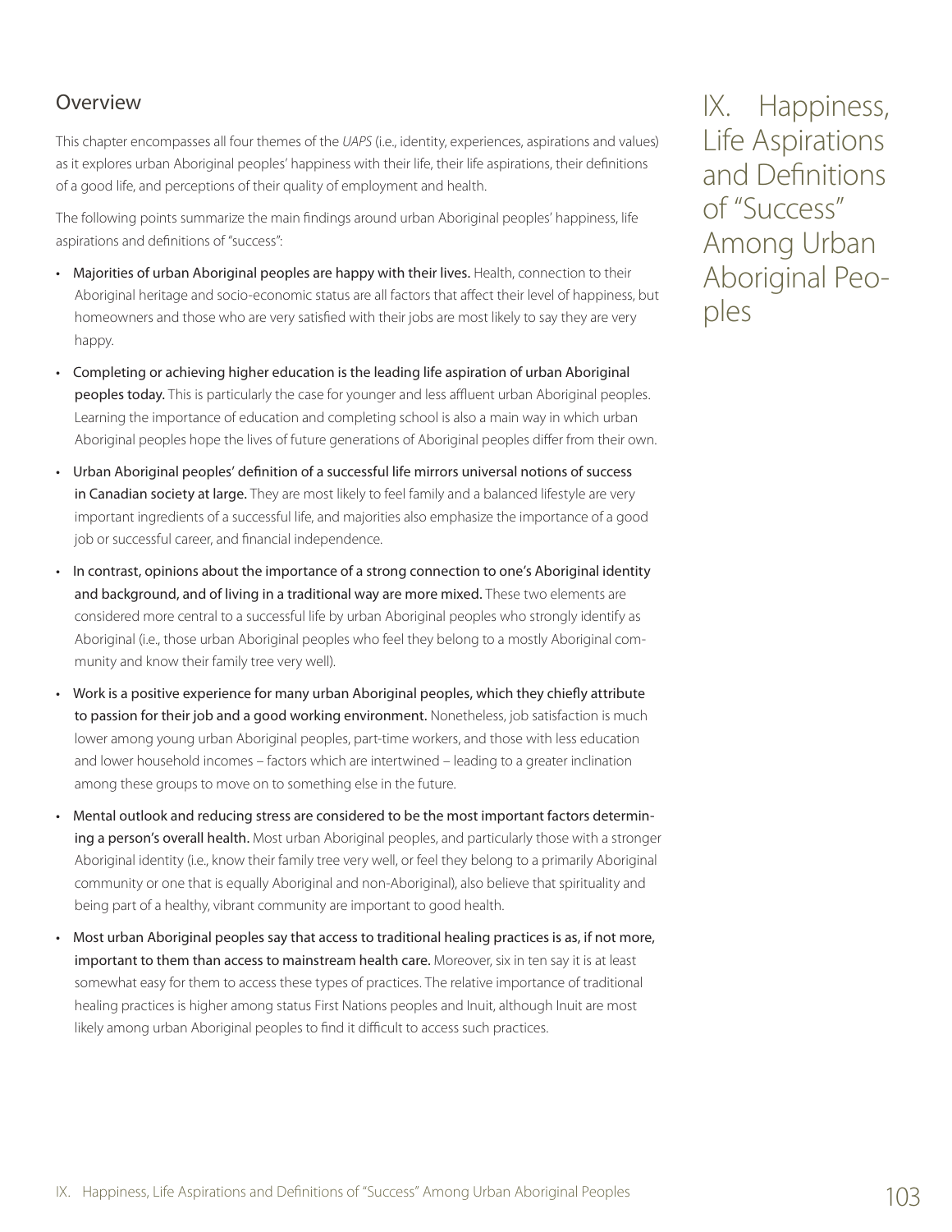# IX. Happiness, Life Aspirations and Definitions of "Success" Among Urban Aboriginal Peoples

## Overview

This chapter encompasses all four themes of the *UAPS* (i.e., identity, experiences, aspirations and values) as it explores urban Aboriginal peoples' happiness with their life, their life aspirations, their definitions of a good life, and perceptions of their quality of employment and health.

The following points summarize the main findings around urban Aboriginal peoples' happiness, life aspirations and definitions of "success":

- Majorities of urban Aboriginal peoples are happy with their lives. Health, connection to their Aboriginal heritage and socio-economic status are all factors that affect their level of happiness, but homeowners and those who are very satisfied with their jobs are most likely to say they are very happy.
- Completing or achieving higher education is the leading life aspiration of urban Aboriginal peoples today. This is particularly the case for younger and less affluent urban Aboriginal peoples. Learning the importance of education and completing school is also a main way in which urban Aboriginal peoples hope the lives of future generations of Aboriginal peoples differ from their own.
- Urban Aboriginal peoples' definition of a successful life mirrors universal notions of success in Canadian society at large. They are most likely to feel family and a balanced lifestyle are very important ingredients of a successful life, and majorities also emphasize the importance of a good job or successful career, and financial independence.
- In contrast, opinions about the importance of a strong connection to one's Aboriginal identity and background, and of living in a traditional way are more mixed. These two elements are considered more central to a successful life by urban Aboriginal peoples who strongly identify as Aboriginal (i.e., those urban Aboriginal peoples who feel they belong to a mostly Aboriginal community and know their family tree very well).
- Work is a positive experience for many urban Aboriginal peoples, which they chiefly attribute to passion for their job and a good working environment. Nonetheless, job satisfaction is much lower among young urban Aboriginal peoples, part-time workers, and those with less education and lower household incomes – factors which are intertwined – leading to a greater inclination among these groups to move on to something else in the future.
- Mental outlook and reducing stress are considered to be the most important factors determining a person's overall health. Most urban Aboriginal peoples, and particularly those with a stronger Aboriginal identity (i.e., know their family tree very well, or feel they belong to a primarily Aboriginal community or one that is equally Aboriginal and non-Aboriginal), also believe that spirituality and being part of a healthy, vibrant community are important to good health.
- Most urban Aboriginal peoples say that access to traditional healing practices is as, if not more, important to them than access to mainstream health care. Moreover, six in ten say it is at least somewhat easy for them to access these types of practices. The relative importance of traditional healing practices is higher among status First Nations peoples and Inuit, although Inuit are most likely among urban Aboriginal peoples to find it difficult to access such practices.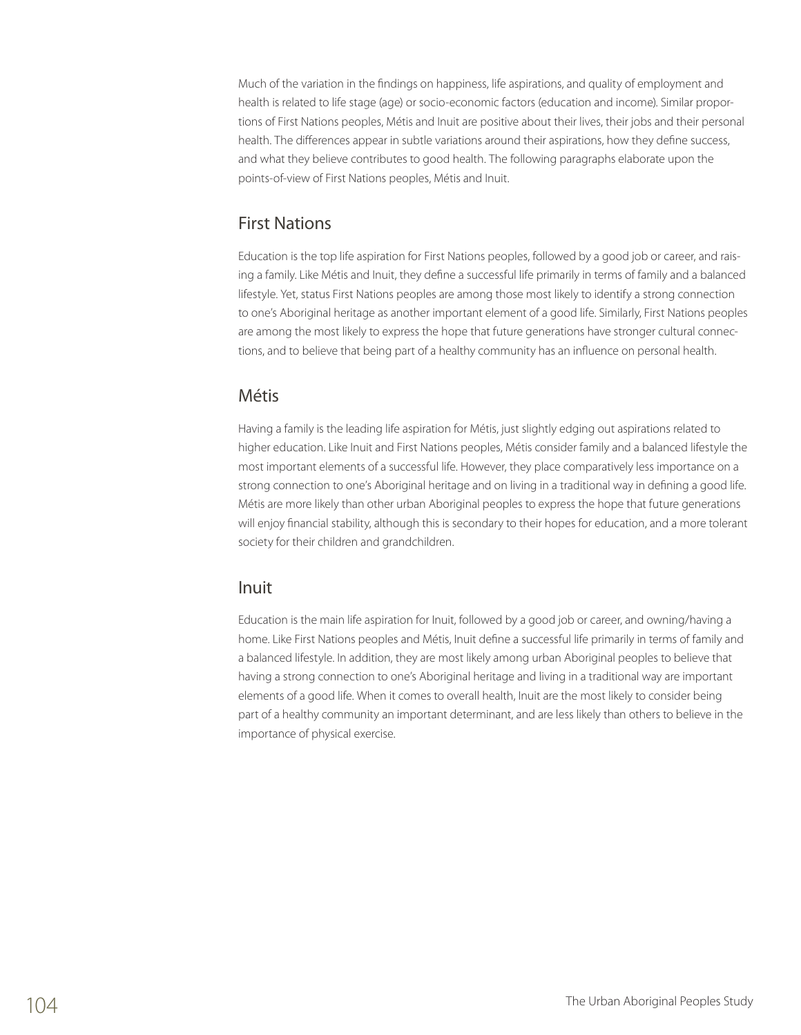Much of the variation in the findings on happiness, life aspirations, and quality of employment and health is related to life stage (age) or socio-economic factors (education and income). Similar proportions of First Nations peoples, Métis and Inuit are positive about their lives, their jobs and their personal health. The differences appear in subtle variations around their aspirations, how they define success, and what they believe contributes to good health. The following paragraphs elaborate upon the points-of-view of First Nations peoples, Métis and Inuit.

## First Nations

Education is the top life aspiration for First Nations peoples, followed by a good job or career, and raising a family. Like Métis and Inuit, they define a successful life primarily in terms of family and a balanced lifestyle. Yet, status First Nations peoples are among those most likely to identify a strong connection to one's Aboriginal heritage as another important element of a good life. Similarly, First Nations peoples are among the most likely to express the hope that future generations have stronger cultural connections, and to believe that being part of a healthy community has an influence on personal health.

## Métis

Having a family is the leading life aspiration for Métis, just slightly edging out aspirations related to higher education. Like Inuit and First Nations peoples, Métis consider family and a balanced lifestyle the most important elements of a successful life. However, they place comparatively less importance on a strong connection to one's Aboriginal heritage and on living in a traditional way in defining a good life. Métis are more likely than other urban Aboriginal peoples to express the hope that future generations will enjoy financial stability, although this is secondary to their hopes for education, and a more tolerant society for their children and grandchildren.

## Inuit

Education is the main life aspiration for Inuit, followed by a good job or career, and owning/having a home. Like First Nations peoples and Métis, Inuit define a successful life primarily in terms of family and a balanced lifestyle. In addition, they are most likely among urban Aboriginal peoples to believe that having a strong connection to one's Aboriginal heritage and living in a traditional way are important elements of a good life. When it comes to overall health, Inuit are the most likely to consider being part of a healthy community an important determinant, and are less likely than others to believe in the importance of physical exercise.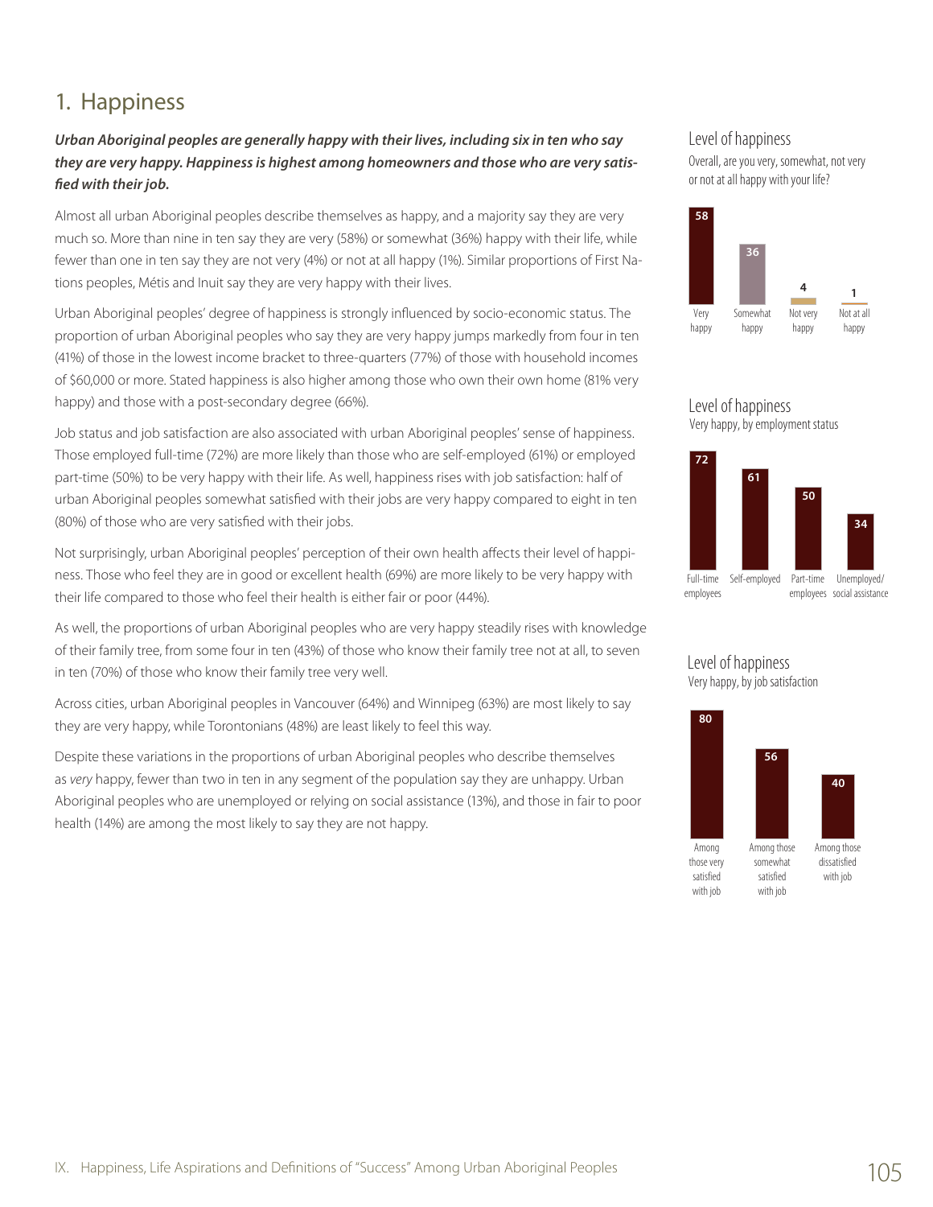## 1. Happiness

***Urban Aboriginal peoples are generally happy with their lives, including six in ten who say they are very happy. Happiness is highest among homeowners and those who are very satisfied with their job.***

Almost all urban Aboriginal peoples describe themselves as happy, and a majority say they are very much so. More than nine in ten say they are very (58%) or somewhat (36%) happy with their life, while fewer than one in ten say they are not very (4%) or not at all happy (1%). Similar proportions of First Nations peoples, Métis and Inuit say they are very happy with their lives.

Urban Aboriginal peoples' degree of happiness is strongly influenced by socio-economic status. The proportion of urban Aboriginal peoples who say they are very happy jumps markedly from four in ten (41%) of those in the lowest income bracket to three-quarters (77%) of those with household incomes of $60,000 or more. Stated happiness is also higher among those who own their own home (81% very happy) and those with a post-secondary degree (66%).

Job status and job satisfaction are also associated with urban Aboriginal peoples' sense of happiness. Those employed full-time (72%) are more likely than those who are self-employed (61%) or employed part-time (50%) to be very happy with their life. As well, happiness rises with job satisfaction: half of urban Aboriginal peoples somewhat satisfied with their jobs are very happy compared to eight in ten (80%) of those who are very satisfied with their jobs.

Not surprisingly, urban Aboriginal peoples' perception of their own health affects their level of happiness. Those who feel they are in good or excellent health (69%) are more likely to be very happy with their life compared to those who feel their health is either fair or poor (44%).

As well, the proportions of urban Aboriginal peoples who are very happy steadily rises with knowledge of their family tree, from some four in ten (43%) of those who know their family tree not at all, to seven in ten (70%) of those who know their family tree very well.

Across cities, urban Aboriginal peoples in Vancouver (64%) and Winnipeg (63%) are most likely to say they are very happy, while Torontonians (48%) are least likely to feel this way.

Despite these variations in the proportions of urban Aboriginal peoples who describe themselves as *very* happy, fewer than two in ten in any segment of the population say they are unhappy. Urban Aboriginal peoples who are unemployed or relying on social assistance (13%), and those in fair to poor health (14%) are among the most likely to say they are not happy.

**Level of happiness**

Overall, are you very, somewhat, not very or not at all happy with your life?

| Very happy | Somewhat happy | Not very happy | Not at all happy |
|---|---|---|---|
| 58 | 36 | 4 | 1 |

**Level of happiness**

Very happy, by employment status

| Full-time employees | Self-employed | Part-time employees | Unemployed/ social assistance |
|---|---|---|---|
| 72 | 61 | 50 | 34 |

**Level of happiness**

Very happy, by job satisfaction

| Among those very satisfied with job | Among those somewhat satisfied with job | Among those dissatisfied with job |
|---|---|---|
| 80 | 56 | 40 |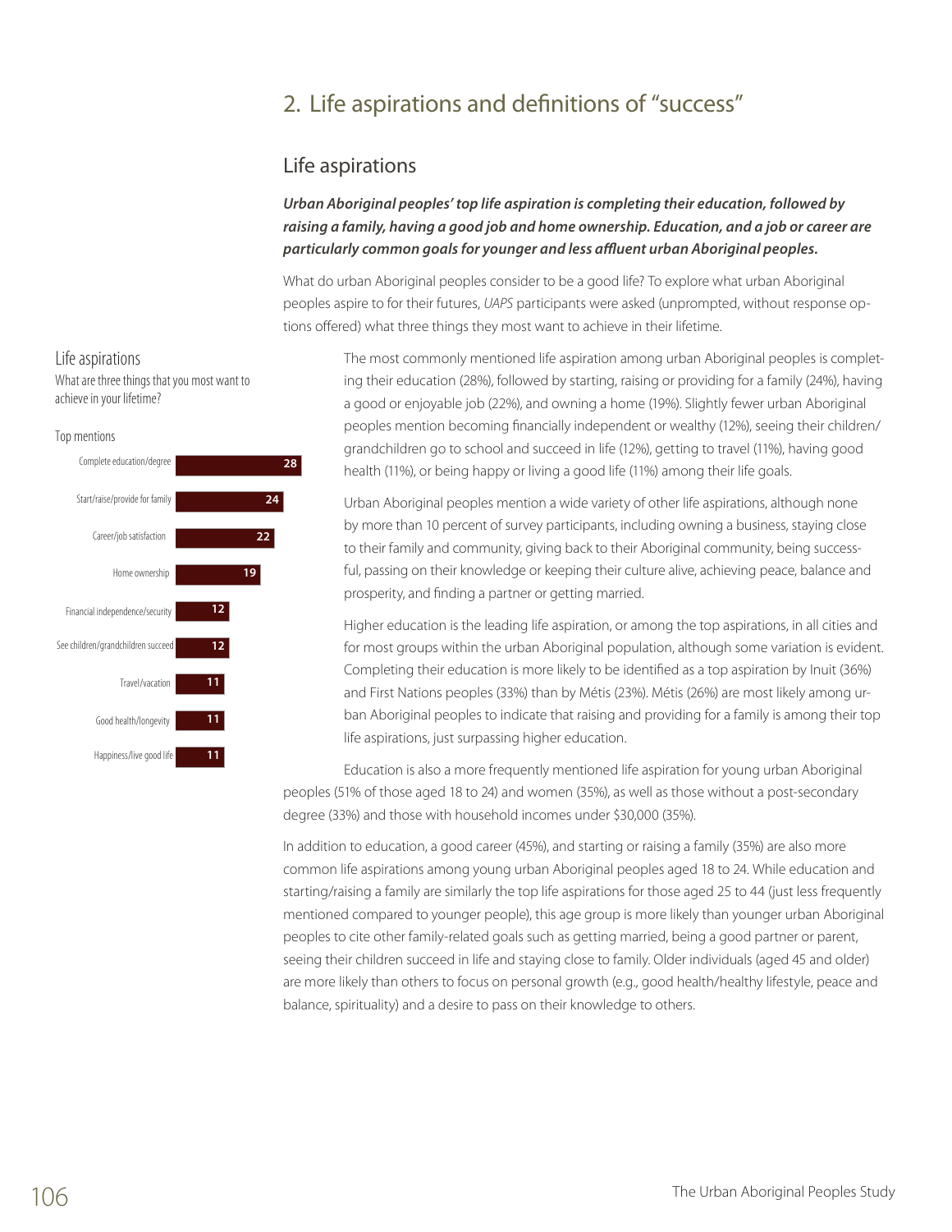## 2. Life aspirations and definitions of "success"

### Life aspirations

***Urban Aboriginal peoples' top life aspiration is completing their education, followed by raising a family, having a good job and home ownership. Education, and a job or career are particularly common goals for younger and less affluent urban Aboriginal peoples.***

What do urban Aboriginal peoples consider to be a good life? To explore what urban Aboriginal peoples aspire to for their futures, *UAPS* participants were asked (unprompted, without response options offered) what three things they most want to achieve in their lifetime.

**Life aspirations**

What are three things that you most want to achieve in your lifetime?

Top mentions

| Aspiration | % |
|---|---|
| Complete education/degree | 28 |
| Start/raise/provide for family | 24 |
| Career/job satisfaction | 22 |
| Home ownership | 19 |
| Financial independence/security | 12 |
| See children/grandchildren succeed | 12 |
| Travel/vacation | 11 |
| Good health/longevity | 11 |
| Happiness/live good life | 11 |

The most commonly mentioned life aspiration among urban Aboriginal peoples is completing their education (28%), followed by starting, raising or providing for a family (24%), having a good or enjoyable job (22%), and owning a home (19%). Slightly fewer urban Aboriginal peoples mention becoming financially independent or wealthy (12%), seeing their children/grandchildren go to school and succeed in life (12%), getting to travel (11%), having good health (11%), or being happy or living a good life (11%) among their life goals.

Urban Aboriginal peoples mention a wide variety of other life aspirations, although none by more than 10 percent of survey participants, including owning a business, staying close to their family and community, giving back to their Aboriginal community, being successful, passing on their knowledge or keeping their culture alive, achieving peace, balance and prosperity, and finding a partner or getting married.

Higher education is the leading life aspiration, or among the top aspirations, in all cities and for most groups within the urban Aboriginal population, although some variation is evident. Completing their education is more likely to be identified as a top aspiration by Inuit (36%) and First Nations peoples (33%) than by Métis (23%). Métis (26%) are most likely among urban Aboriginal peoples to indicate that raising and providing for a family is among their top life aspirations, just surpassing higher education.

Education is also a more frequently mentioned life aspiration for young urban Aboriginal peoples (51% of those aged 18 to 24) and women (35%), as well as those without a post-secondary degree (33%) and those with household incomes under $30,000 (35%).

In addition to education, a good career (45%), and starting or raising a family (35%) are also more common life aspirations among young urban Aboriginal peoples aged 18 to 24. While education and starting/raising a family are similarly the top life aspirations for those aged 25 to 44 (just less frequently mentioned compared to younger people), this age group is more likely than younger urban Aboriginal peoples to cite other family-related goals such as getting married, being a good partner or parent, seeing their children succeed in life and staying close to family. Older individuals (aged 45 and older) are more likely than others to focus on personal growth (e.g., good health/healthy lifestyle, peace and balance, spirituality) and a desire to pass on their knowledge to others.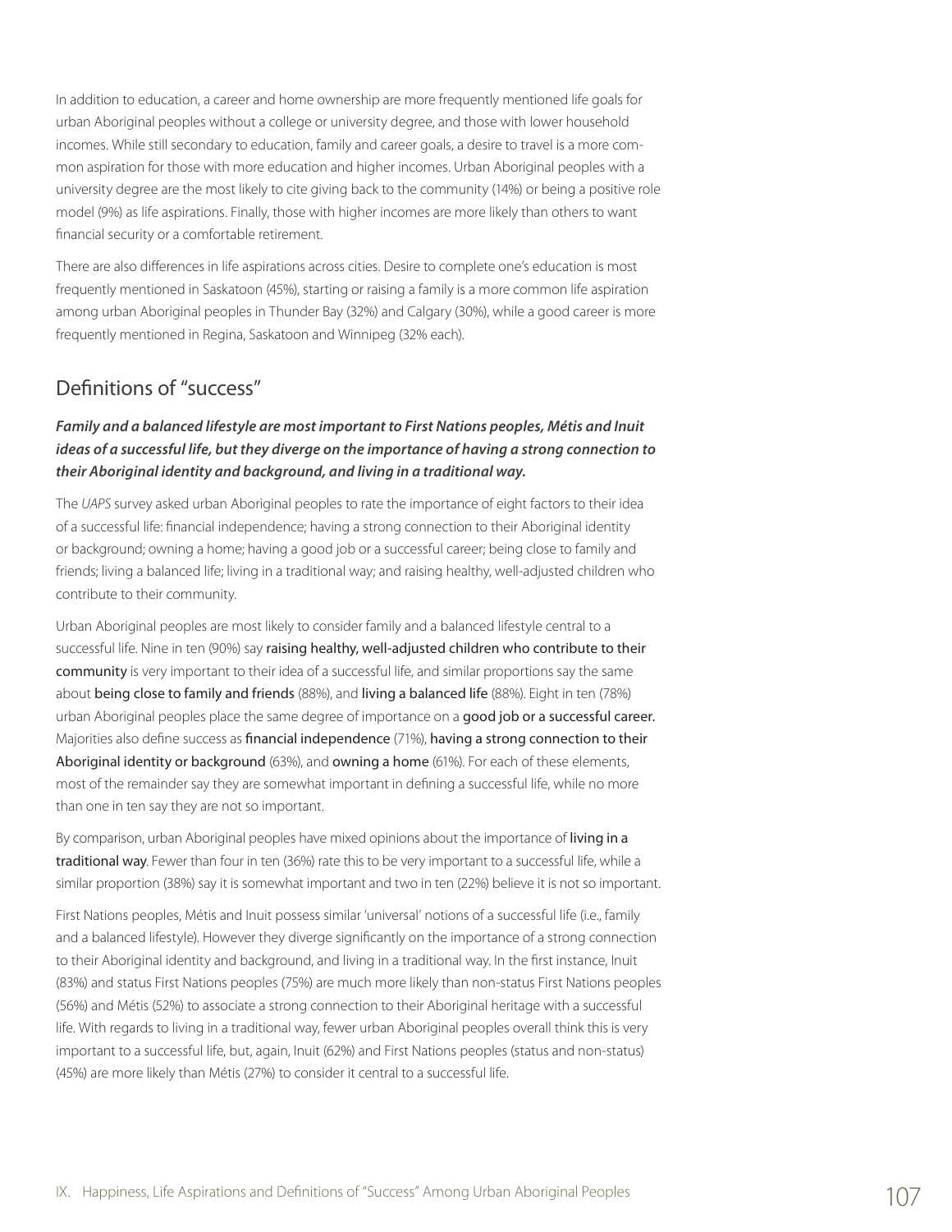In addition to education, a career and home ownership are more frequently mentioned life goals for urban Aboriginal peoples without a college or university degree, and those with lower household incomes. While still secondary to education, family and career goals, a desire to travel is a more common aspiration for those with more education and higher incomes. Urban Aboriginal peoples with a university degree are the most likely to cite giving back to the community (14%) or being a positive role model (9%) as life aspirations. Finally, those with higher incomes are more likely than others to want financial security or a comfortable retirement.

There are also differences in life aspirations across cities. Desire to complete one's education is most frequently mentioned in Saskatoon (45%), starting or raising a family is a more common life aspiration among urban Aboriginal peoples in Thunder Bay (32%) and Calgary (30%), while a good career is more frequently mentioned in Regina, Saskatoon and Winnipeg (32% each).

## Definitions of "success"

***Family and a balanced lifestyle are most important to First Nations peoples, Métis and Inuit ideas of a successful life, but they diverge on the importance of having a strong connection to their Aboriginal identity and background, and living in a traditional way.***

The *UAPS* survey asked urban Aboriginal peoples to rate the importance of eight factors to their idea of a successful life: financial independence; having a strong connection to their Aboriginal identity or background; owning a home; having a good job or a successful career; being close to family and friends; living a balanced life; living in a traditional way; and raising healthy, well-adjusted children who contribute to their community.

Urban Aboriginal peoples are most likely to consider family and a balanced lifestyle central to a successful life. Nine in ten (90%) say raising healthy, well-adjusted children who contribute to their community is very important to their idea of a successful life, and similar proportions say the same about being close to family and friends (88%), and living a balanced life (88%). Eight in ten (78%) urban Aboriginal peoples place the same degree of importance on a good job or a successful career. Majorities also define success as financial independence (71%), having a strong connection to their Aboriginal identity or background (63%), and owning a home (61%). For each of these elements, most of the remainder say they are somewhat important in defining a successful life, while no more than one in ten say they are not so important.

By comparison, urban Aboriginal peoples have mixed opinions about the importance of living in a traditional way. Fewer than four in ten (36%) rate this to be very important to a successful life, while a similar proportion (38%) say it is somewhat important and two in ten (22%) believe it is not so important.

First Nations peoples, Métis and Inuit possess similar 'universal' notions of a successful life (i.e., family and a balanced lifestyle). However they diverge significantly on the importance of a strong connection to their Aboriginal identity and background, and living in a traditional way. In the first instance, Inuit (83%) and status First Nations peoples (75%) are much more likely than non-status First Nations peoples (56%) and Métis (52%) to associate a strong connection to their Aboriginal heritage with a successful life. With regards to living in a traditional way, fewer urban Aboriginal peoples overall think this is very important to a successful life, but, again, Inuit (62%) and First Nations peoples (status and non-status) (45%) are more likely than Métis (27%) to consider it central to a successful life.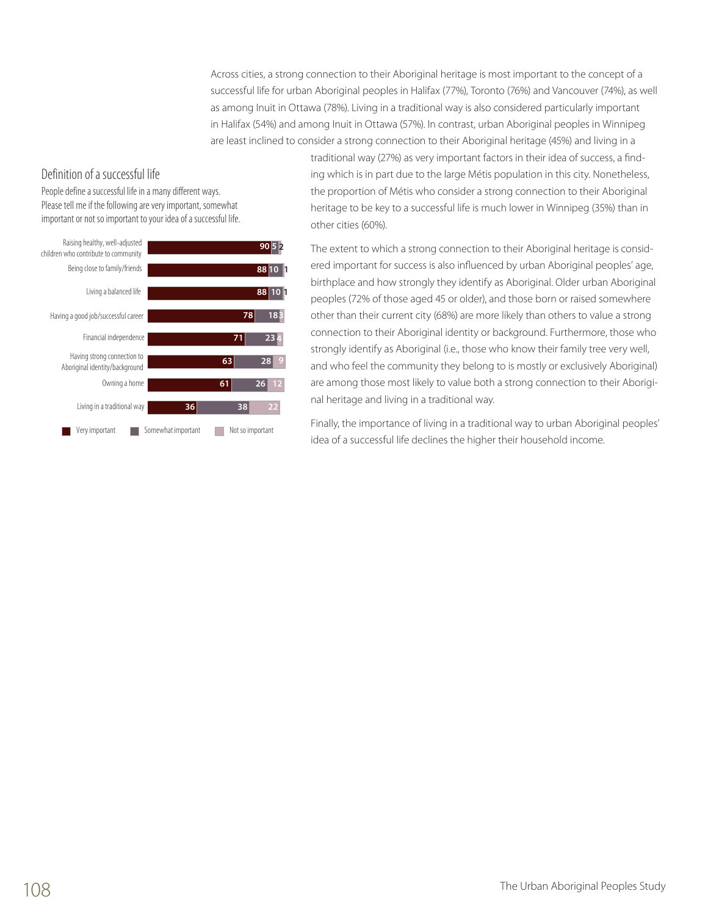Across cities, a strong connection to their Aboriginal heritage is most important to the concept of a successful life for urban Aboriginal peoples in Halifax (77%), Toronto (76%) and Vancouver (74%), as well as among Inuit in Ottawa (78%). Living in a traditional way is also considered particularly important in Halifax (54%) and among Inuit in Ottawa (57%). In contrast, urban Aboriginal peoples in Winnipeg are least inclined to consider a strong connection to their Aboriginal heritage (45%) and living in a traditional way (27%) as very important factors in their idea of success, a finding which is in part due to the large Métis population in this city. Nonetheless, the proportion of Métis who consider a strong connection to their Aboriginal heritage to be key to a successful life is much lower in Winnipeg (35%) than in other cities (60%).

## Definition of a successful life

People define a successful life in a many different ways. Please tell me if the following are very important, somewhat important or not so important to your idea of a successful life.

| | Very important | Somewhat important | Not so important |
|---|---|---|---|
| Raising healthy, well-adjusted children who contribute to community | 90 | 5 | 2 |
| Being close to family/friends | 88 | 10 | 1 |
| Living a balanced life | 88 | 10 | 1 |
| Having a good job/successful career | 78 | 18 | 3 |
| Financial independence | 71 | 23 | 4 |
| Having strong connection to Aboriginal identity/background | 63 | 28 | 9 |
| Owning a home | 61 | 26 | 12 |
| Living in a traditional way | 36 | 38 | 22 |

The extent to which a strong connection to their Aboriginal heritage is considered important for success is also influenced by urban Aboriginal peoples' age, birthplace and how strongly they identify as Aboriginal. Older urban Aboriginal peoples (72% of those aged 45 or older), and those born or raised somewhere other than their current city (68%) are more likely than others to value a strong connection to their Aboriginal identity or background. Furthermore, those who strongly identify as Aboriginal (i.e., those who know their family tree very well, and who feel the community they belong to is mostly or exclusively Aboriginal) are among those most likely to value both a strong connection to their Aboriginal heritage and living in a traditional way.

Finally, the importance of living in a traditional way to urban Aboriginal peoples' idea of a successful life declines the higher their household income.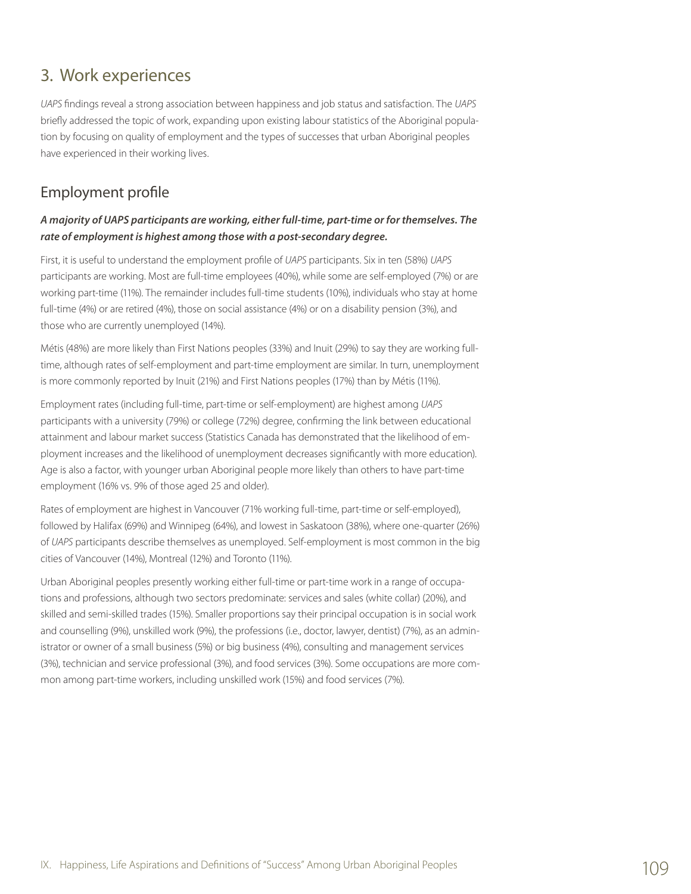## 3. Work experiences

*UAPS* findings reveal a strong association between happiness and job status and satisfaction. The *UAPS* briefly addressed the topic of work, expanding upon existing labour statistics of the Aboriginal population by focusing on quality of employment and the types of successes that urban Aboriginal peoples have experienced in their working lives.

### Employment profile

***A majority of UAPS participants are working, either full-time, part-time or for themselves. The rate of employment is highest among those with a post-secondary degree.***

First, it is useful to understand the employment profile of *UAPS* participants. Six in ten (58%) *UAPS* participants are working. Most are full-time employees (40%), while some are self-employed (7%) or are working part-time (11%). The remainder includes full-time students (10%), individuals who stay at home full-time (4%) or are retired (4%), those on social assistance (4%) or on a disability pension (3%), and those who are currently unemployed (14%).

Métis (48%) are more likely than First Nations peoples (33%) and Inuit (29%) to say they are working full-time, although rates of self-employment and part-time employment are similar. In turn, unemployment is more commonly reported by Inuit (21%) and First Nations peoples (17%) than by Métis (11%).

Employment rates (including full-time, part-time or self-employment) are highest among *UAPS* participants with a university (79%) or college (72%) degree, confirming the link between educational attainment and labour market success (Statistics Canada has demonstrated that the likelihood of employment increases and the likelihood of unemployment decreases significantly with more education). Age is also a factor, with younger urban Aboriginal people more likely than others to have part-time employment (16% vs. 9% of those aged 25 and older).

Rates of employment are highest in Vancouver (71% working full-time, part-time or self-employed), followed by Halifax (69%) and Winnipeg (64%), and lowest in Saskatoon (38%), where one-quarter (26%) of *UAPS* participants describe themselves as unemployed. Self-employment is most common in the big cities of Vancouver (14%), Montreal (12%) and Toronto (11%).

Urban Aboriginal peoples presently working either full-time or part-time work in a range of occupations and professions, although two sectors predominate: services and sales (white collar) (20%), and skilled and semi-skilled trades (15%). Smaller proportions say their principal occupation is in social work and counselling (9%), unskilled work (9%), the professions (i.e., doctor, lawyer, dentist) (7%), as an administrator or owner of a small business (5%) or big business (4%), consulting and management services (3%), technician and service professional (3%), and food services (3%). Some occupations are more common among part-time workers, including unskilled work (15%) and food services (7%).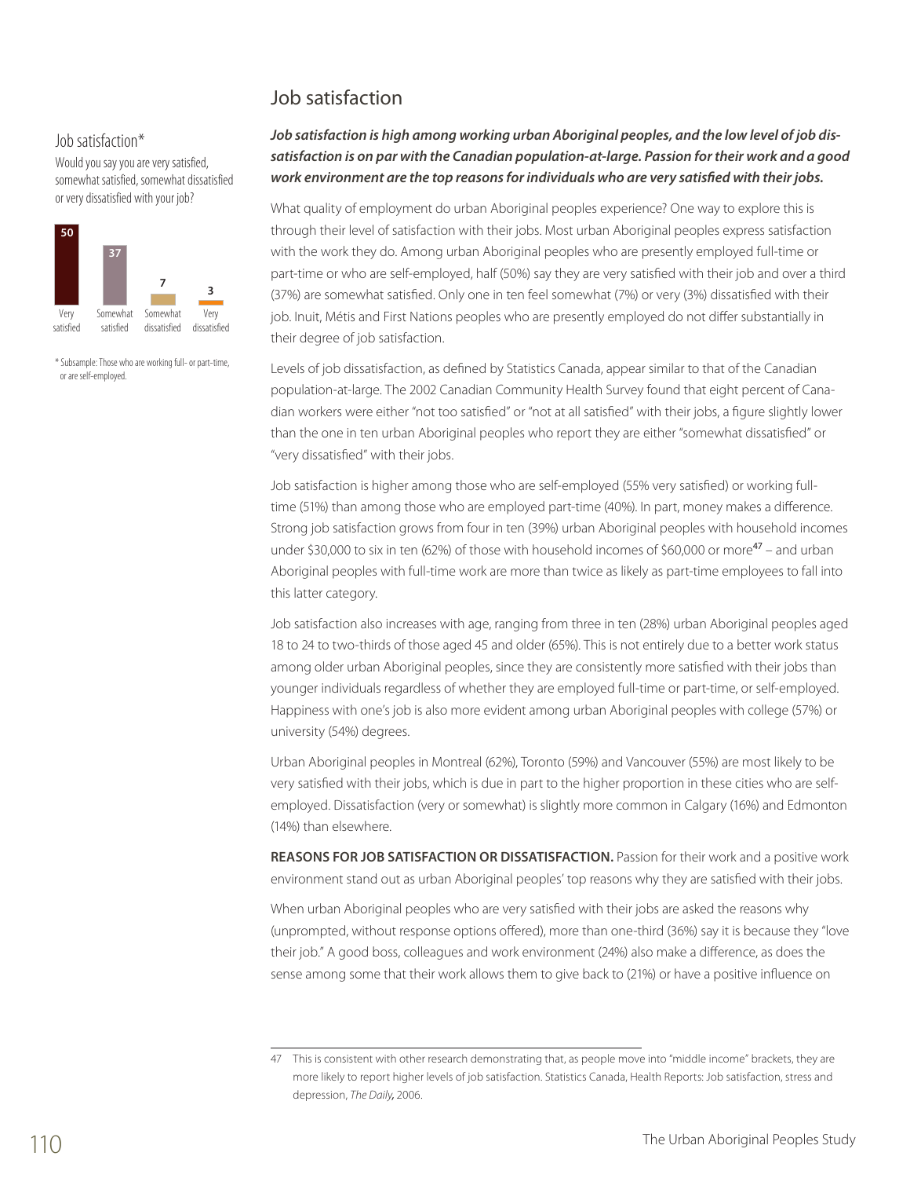## Job satisfaction*

Would you say you are very satisfied, somewhat satisfied, somewhat dissatisfied or very dissatisfied with your job?

| Very satisfied | Somewhat satisfied | Somewhat dissatisfied | Very dissatisfied |
|---|---|---|---|
| 50 | 37 | 7 | 3 |

\* Subsample: Those who are working full- or part-time, or are self-employed.

# Job satisfaction

***Job satisfaction is high among working urban Aboriginal peoples, and the low level of job dissatisfaction is on par with the Canadian population-at-large. Passion for their work and a good work environment are the top reasons for individuals who are very satisfied with their jobs.***

What quality of employment do urban Aboriginal peoples experience? One way to explore this is through their level of satisfaction with their jobs. Most urban Aboriginal peoples express satisfaction with the work they do. Among urban Aboriginal peoples who are presently employed full-time or part-time or who are self-employed, half (50%) say they are very satisfied with their job and over a third (37%) are somewhat satisfied. Only one in ten feel somewhat (7%) or very (3%) dissatisfied with their job. Inuit, Métis and First Nations peoples who are presently employed do not differ substantially in their degree of job satisfaction.

Levels of job dissatisfaction, as defined by Statistics Canada, appear similar to that of the Canadian population-at-large. The 2002 Canadian Community Health Survey found that eight percent of Canadian workers were either "not too satisfied" or "not at all satisfied" with their jobs, a figure slightly lower than the one in ten urban Aboriginal peoples who report they are either "somewhat dissatisfied" or "very dissatisfied" with their jobs.

Job satisfaction is higher among those who are self-employed (55% very satisfied) or working full-time (51%) than among those who are employed part-time (40%). In part, money makes a difference. Strong job satisfaction grows from four in ten (39%) urban Aboriginal peoples with household incomes under $30,000 to six in ten (62%) of those with household incomes of $60,000 or more[47] – and urban Aboriginal peoples with full-time work are more than twice as likely as part-time employees to fall into this latter category.

Job satisfaction also increases with age, ranging from three in ten (28%) urban Aboriginal peoples aged 18 to 24 to two-thirds of those aged 45 and older (65%). This is not entirely due to a better work status among older urban Aboriginal peoples, since they are consistently more satisfied with their jobs than younger individuals regardless of whether they are employed full-time or part-time, or self-employed. Happiness with one's job is also more evident among urban Aboriginal peoples with college (57%) or university (54%) degrees.

Urban Aboriginal peoples in Montreal (62%), Toronto (59%) and Vancouver (55%) are most likely to be very satisfied with their jobs, which is due in part to the higher proportion in these cities who are self-employed. Dissatisfaction (very or somewhat) is slightly more common in Calgary (16%) and Edmonton (14%) than elsewhere.

**REASONS FOR JOB SATISFACTION OR DISSATISFACTION.** Passion for their work and a positive work environment stand out as urban Aboriginal peoples' top reasons why they are satisfied with their jobs.

When urban Aboriginal peoples who are very satisfied with their jobs are asked the reasons why (unprompted, without response options offered), more than one-third (36%) say it is because they "love their job." A good boss, colleagues and work environment (24%) also make a difference, as does the sense among some that their work allows them to give back to (21%) or have a positive influence on

---

47 This is consistent with other research demonstrating that, as people move into "middle income" brackets, they are more likely to report higher levels of job satisfaction. Statistics Canada, Health Reports: Job satisfaction, stress and depression, *The Daily*, 2006.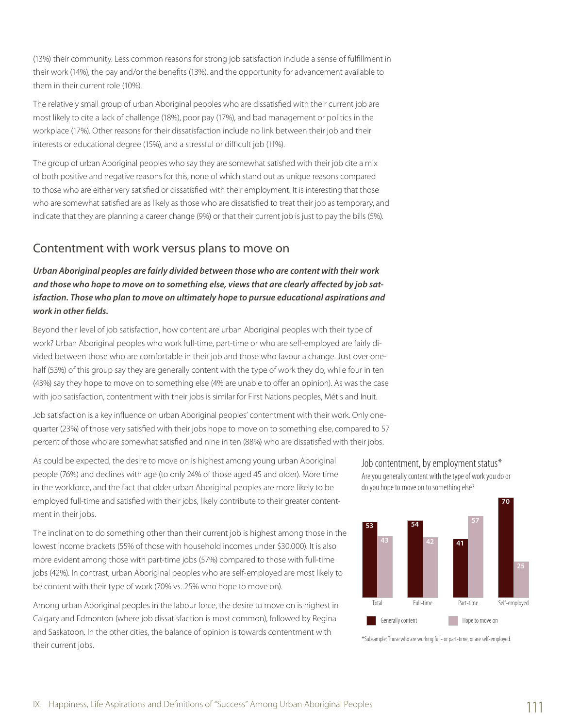(13%) their community. Less common reasons for strong job satisfaction include a sense of fulfillment in their work (14%), the pay and/or the benefits (13%), and the opportunity for advancement available to them in their current role (10%).

The relatively small group of urban Aboriginal peoples who are dissatisfied with their current job are most likely to cite a lack of challenge (18%), poor pay (17%), and bad management or politics in the workplace (17%). Other reasons for their dissatisfaction include no link between their job and their interests or educational degree (15%), and a stressful or difficult job (11%).

The group of urban Aboriginal peoples who say they are somewhat satisfied with their job cite a mix of both positive and negative reasons for this, none of which stand out as unique reasons compared to those who are either very satisfied or dissatisfied with their employment. It is interesting that those who are somewhat satisfied are as likely as those who are dissatisfied to treat their job as temporary, and indicate that they are planning a career change (9%) or that their current job is just to pay the bills (5%).

## Contentment with work versus plans to move on

***Urban Aboriginal peoples are fairly divided between those who are content with their work and those who hope to move on to something else, views that are clearly affected by job satisfaction. Those who plan to move on ultimately hope to pursue educational aspirations and work in other fields.***

Beyond their level of job satisfaction, how content are urban Aboriginal peoples with their type of work? Urban Aboriginal peoples who work full-time, part-time or who are self-employed are fairly divided between those who are comfortable in their job and those who favour a change. Just over one-half (53%) of this group say they are generally content with the type of work they do, while four in ten (43%) say they hope to move on to something else (4% are unable to offer an opinion). As was the case with job satisfaction, contentment with their jobs is similar for First Nations peoples, Métis and Inuit.

Job satisfaction is a key influence on urban Aboriginal peoples' contentment with their work. Only one-quarter (23%) of those very satisfied with their jobs hope to move on to something else, compared to 57 percent of those who are somewhat satisfied and nine in ten (88%) who are dissatisfied with their jobs.

As could be expected, the desire to move on is highest among young urban Aboriginal people (76%) and declines with age (to only 24% of those aged 45 and older). More time in the workforce, and the fact that older urban Aboriginal peoples are more likely to be employed full-time and satisfied with their jobs, likely contribute to their greater contentment in their jobs.

The inclination to do something other than their current job is highest among those in the lowest income brackets (55% of those with household incomes under $30,000). It is also more evident among those with part-time jobs (57%) compared to those with full-time jobs (42%). In contrast, urban Aboriginal peoples who are self-employed are most likely to be content with their type of work (70% vs. 25% who hope to move on).

Among urban Aboriginal peoples in the labour force, the desire to move on is highest in Calgary and Edmonton (where job dissatisfaction is most common), followed by Regina and Saskatoon. In the other cities, the balance of opinion is towards contentment with their current jobs.

**Job contentment, by employment status***

Are you generally content with the type of work you do or do you hope to move on to something else?

| | Total | Full-time | Part-time | Self-employed |
|---|---|---|---|---|
| Generally content | 53 | 54 | 41 | 70 |
| Hope to move on | 43 | 42 | 57 | 25 |

*Subsample: Those who are working full- or part-time, or are self-employed.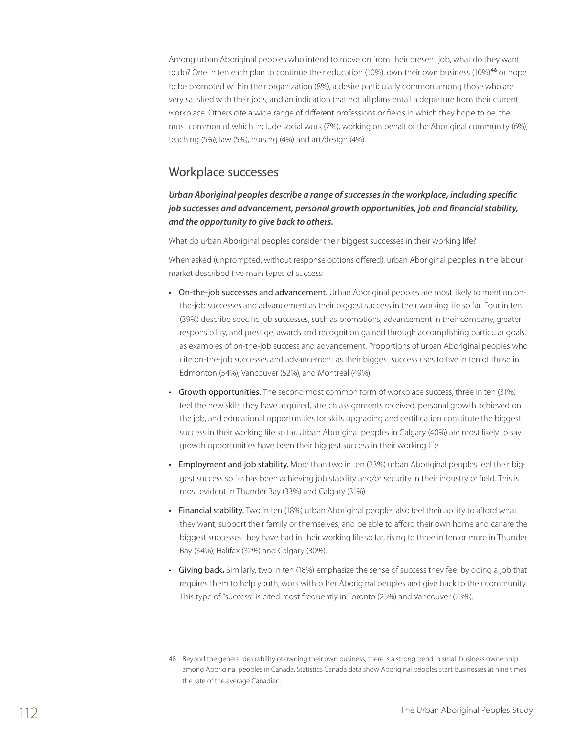Among urban Aboriginal peoples who intend to move on from their present job, what do they want to do? One in ten each plan to continue their education (10%), own their own business (10%)[48] or hope to be promoted within their organization (8%), a desire particularly common among those who are very satisfied with their jobs, and an indication that not all plans entail a departure from their current workplace. Others cite a wide range of different professions or fields in which they hope to be, the most common of which include social work (7%), working on behalf of the Aboriginal community (6%), teaching (5%), law (5%), nursing (4%) and art/design (4%).

## Workplace successes

***Urban Aboriginal peoples describe a range of successes in the workplace, including specific job successes and advancement, personal growth opportunities, job and financial stability, and the opportunity to give back to others.***

What do urban Aboriginal peoples consider their biggest successes in their working life?

When asked (unprompted, without response options offered), urban Aboriginal peoples in the labour market described five main types of success:

- On-the-job successes and advancement. Urban Aboriginal peoples are most likely to mention on-the-job successes and advancement as their biggest success in their working life so far. Four in ten (39%) describe specific job successes, such as promotions, advancement in their company, greater responsibility, and prestige, awards and recognition gained through accomplishing particular goals, as examples of on-the-job success and advancement. Proportions of urban Aboriginal peoples who cite on-the-job successes and advancement as their biggest success rises to five in ten of those in Edmonton (54%), Vancouver (52%), and Montreal (49%).
- Growth opportunities. The second most common form of workplace success, three in ten (31%) feel the new skills they have acquired, stretch assignments received, personal growth achieved on the job, and educational opportunities for skills upgrading and certification constitute the biggest success in their working life so far. Urban Aboriginal peoples in Calgary (40%) are most likely to say growth opportunities have been their biggest success in their working life.
- Employment and job stability. More than two in ten (23%) urban Aboriginal peoples feel their biggest success so far has been achieving job stability and/or security in their industry or field. This is most evident in Thunder Bay (33%) and Calgary (31%).
- Financial stability. Two in ten (18%) urban Aboriginal peoples also feel their ability to afford what they want, support their family or themselves, and be able to afford their own home and car are the biggest successes they have had in their working life so far, rising to three in ten or more in Thunder Bay (34%), Halifax (32%) and Calgary (30%).
- Giving back. Similarly, two in ten (18%) emphasize the sense of success they feel by doing a job that requires them to help youth, work with other Aboriginal peoples and give back to their community. This type of "success" is cited most frequently in Toronto (25%) and Vancouver (23%).

---

48 Beyond the general desirability of owning their own business, there is a strong trend in small business ownership among Aboriginal peoples in Canada. Statistics Canada data show Aboriginal peoples start businesses at nine times the rate of the average Canadian.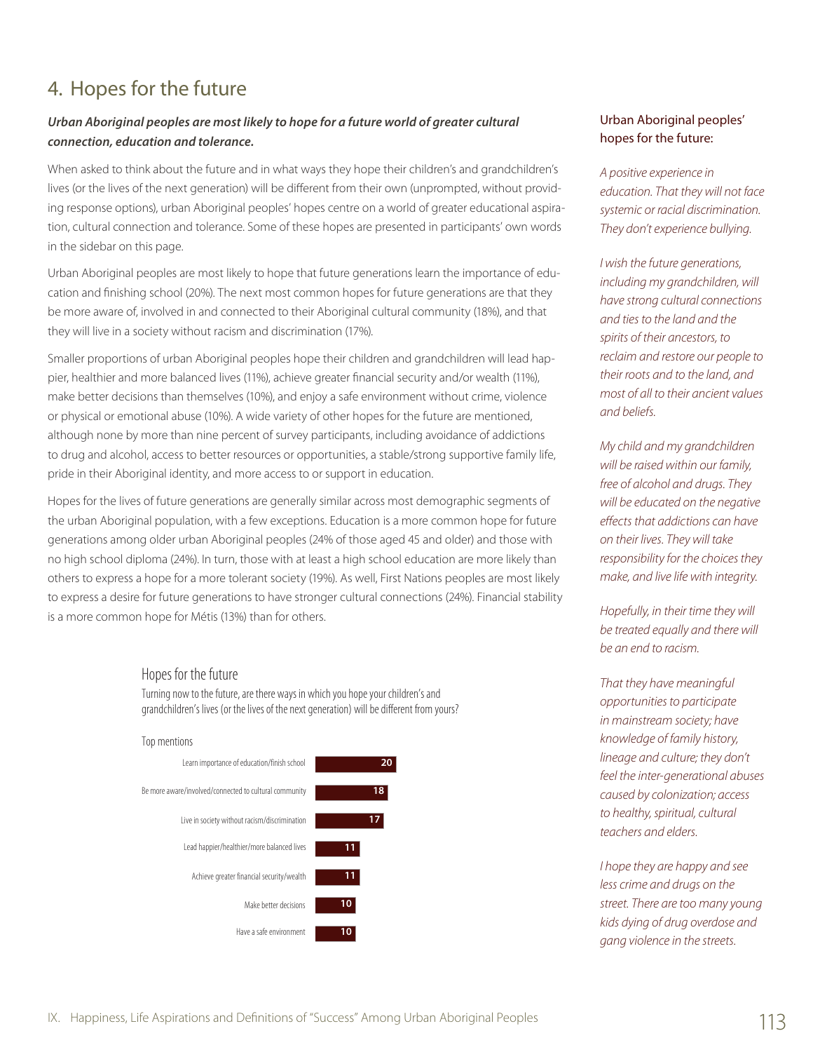## 4. Hopes for the future

***Urban Aboriginal peoples are most likely to hope for a future world of greater cultural connection, education and tolerance.***

When asked to think about the future and in what ways they hope their children's and grandchildren's lives (or the lives of the next generation) will be different from their own (unprompted, without providing response options), urban Aboriginal peoples' hopes centre on a world of greater educational aspiration, cultural connection and tolerance. Some of these hopes are presented in participants' own words in the sidebar on this page.

Urban Aboriginal peoples are most likely to hope that future generations learn the importance of education and finishing school (20%). The next most common hopes for future generations are that they be more aware of, involved in and connected to their Aboriginal cultural community (18%), and that they will live in a society without racism and discrimination (17%).

Smaller proportions of urban Aboriginal peoples hope their children and grandchildren will lead happier, healthier and more balanced lives (11%), achieve greater financial security and/or wealth (11%), make better decisions than themselves (10%), and enjoy a safe environment without crime, violence or physical or emotional abuse (10%). A wide variety of other hopes for the future are mentioned, although none by more than nine percent of survey participants, including avoidance of addictions to drug and alcohol, access to better resources or opportunities, a stable/strong supportive family life, pride in their Aboriginal identity, and more access to or support in education.

Hopes for the lives of future generations are generally similar across most demographic segments of the urban Aboriginal population, with a few exceptions. Education is a more common hope for future generations among older urban Aboriginal peoples (24% of those aged 45 and older) and those with no high school diploma (24%). In turn, those with at least a high school education are more likely than others to express a hope for a more tolerant society (19%). As well, First Nations peoples are most likely to express a desire for future generations to have stronger cultural connections (24%). Financial stability is a more common hope for Métis (13%) than for others.

### Hopes for the future

Turning now to the future, are there ways in which you hope your children's and grandchildren's lives (or the lives of the next generation) will be different from yours?

Top mentions

| Hope | % |
|---|---|
| Learn importance of education/finish school | 20 |
| Be more aware/involved/connected to cultural community | 18 |
| Live in society without racism/discrimination | 17 |
| Lead happier/healthier/more balanced lives | 11 |
| Achieve greater financial security/wealth | 11 |
| Make better decisions | 10 |
| Have a safe environment | 10 |

### Urban Aboriginal peoples' hopes for the future:

*A positive experience in education. That they will not face systemic or racial discrimination. They don't experience bullying.*

*I wish the future generations, including my grandchildren, will have strong cultural connections and ties to the land and the spirits of their ancestors, to reclaim and restore our people to their roots and to the land, and most of all to their ancient values and beliefs.*

*My child and my grandchildren will be raised within our family, free of alcohol and drugs. They will be educated on the negative effects that addictions can have on their lives. They will take responsibility for the choices they make, and live life with integrity.*

*Hopefully, in their time they will be treated equally and there will be an end to racism.*

*That they have meaningful opportunities to participate in mainstream society; have knowledge of family history, lineage and culture; they don't feel the inter-generational abuses caused by colonization; access to healthy, spiritual, cultural teachers and elders.*

*I hope they are happy and see less crime and drugs on the street. There are too many young kids dying of drug overdose and gang violence in the streets.*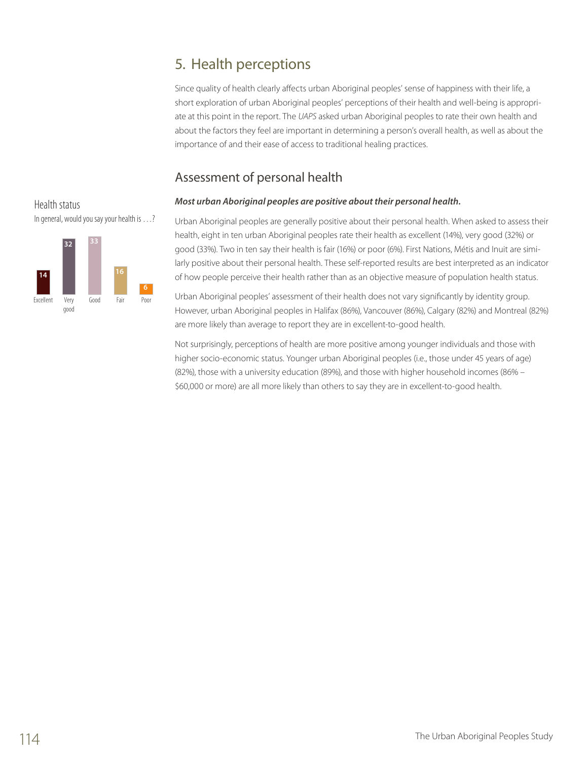## 5. Health perceptions

Since quality of health clearly affects urban Aboriginal peoples' sense of happiness with their life, a short exploration of urban Aboriginal peoples' perceptions of their health and well-being is appropriate at this point in the report. The *UAPS* asked urban Aboriginal peoples to rate their own health and about the factors they feel are important in determining a person's overall health, as well as about the importance of and their ease of access to traditional healing practices.

### Assessment of personal health

**Health status**

In general, would you say your health is . . .?

| Excellent | Very good | Good | Fair | Poor |
|---|---|---|---|---|
| 14 | 32 | 33 | 16 | 6 |

***Most urban Aboriginal peoples are positive about their personal health.***

Urban Aboriginal peoples are generally positive about their personal health. When asked to assess their health, eight in ten urban Aboriginal peoples rate their health as excellent (14%), very good (32%) or good (33%). Two in ten say their health is fair (16%) or poor (6%). First Nations, Métis and Inuit are similarly positive about their personal health. These self-reported results are best interpreted as an indicator of how people perceive their health rather than as an objective measure of population health status.

Urban Aboriginal peoples' assessment of their health does not vary significantly by identity group. However, urban Aboriginal peoples in Halifax (86%), Vancouver (86%), Calgary (82%) and Montreal (82%) are more likely than average to report they are in excellent-to-good health.

Not surprisingly, perceptions of health are more positive among younger individuals and those with higher socio-economic status. Younger urban Aboriginal peoples (i.e., those under 45 years of age) (82%), those with a university education (89%), and those with higher household incomes (86% – $60,000 or more) are all more likely than others to say they are in excellent-to-good health.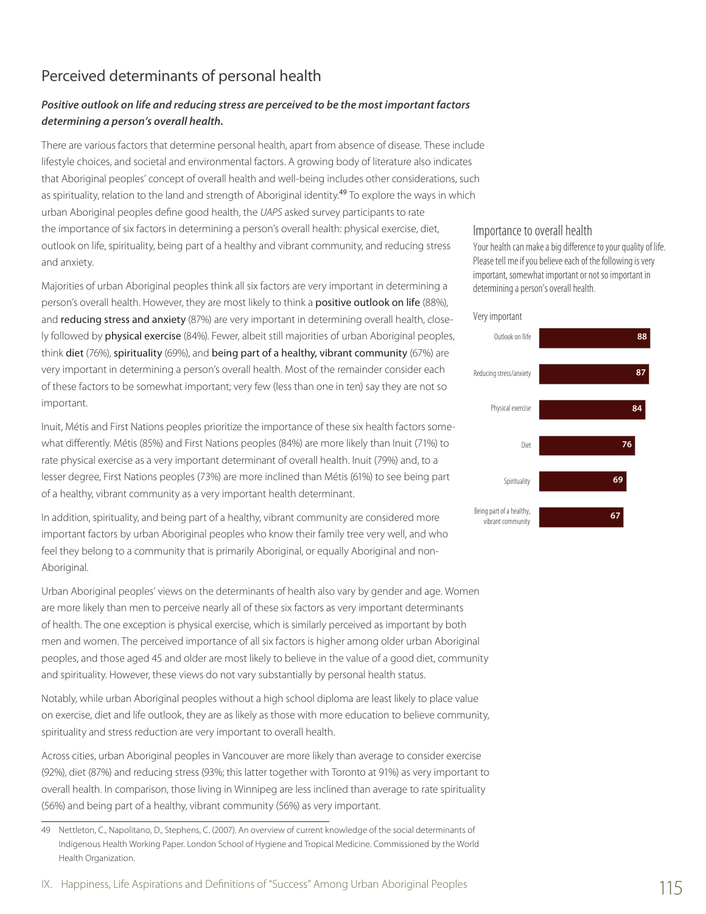## Perceived determinants of personal health

***Positive outlook on life and reducing stress are perceived to be the most important factors determining a person's overall health.***

There are various factors that determine personal health, apart from absence of disease. These include lifestyle choices, and societal and environmental factors. A growing body of literature also indicates that Aboriginal peoples' concept of overall health and well-being includes other considerations, such as spirituality, relation to the land and strength of Aboriginal identity.[49] To explore the ways in which urban Aboriginal peoples define good health, the *UAPS* asked survey participants to rate the importance of six factors in determining a person's overall health: physical exercise, diet, outlook on life, spirituality, being part of a healthy and vibrant community, and reducing stress and anxiety.

Majorities of urban Aboriginal peoples think all six factors are very important in determining a person's overall health. However, they are most likely to think a positive outlook on life (88%), and reducing stress and anxiety (87%) are very important in determining overall health, closely followed by physical exercise (84%). Fewer, albeit still majorities of urban Aboriginal peoples, think diet (76%), spirituality (69%), and being part of a healthy, vibrant community (67%) are very important in determining a person's overall health. Most of the remainder consider each of these factors to be somewhat important; very few (less than one in ten) say they are not so important.

Inuit, Métis and First Nations peoples prioritize the importance of these six health factors somewhat differently. Métis (85%) and First Nations peoples (84%) are more likely than Inuit (71%) to rate physical exercise as a very important determinant of overall health. Inuit (79%) and, to a lesser degree, First Nations peoples (73%) are more inclined than Métis (61%) to see being part of a healthy, vibrant community as a very important health determinant.

In addition, spirituality, and being part of a healthy, vibrant community are considered more important factors by urban Aboriginal peoples who know their family tree very well, and who feel they belong to a community that is primarily Aboriginal, or equally Aboriginal and non-Aboriginal.

Urban Aboriginal peoples' views on the determinants of health also vary by gender and age. Women are more likely than men to perceive nearly all of these six factors as very important determinants of health. The one exception is physical exercise, which is similarly perceived as important by both men and women. The perceived importance of all six factors is higher among older urban Aboriginal peoples, and those aged 45 and older are most likely to believe in the value of a good diet, community and spirituality. However, these views do not vary substantially by personal health status.

Notably, while urban Aboriginal peoples without a high school diploma are least likely to place value on exercise, diet and life outlook, they are as likely as those with more education to believe community, spirituality and stress reduction are very important to overall health.

Across cities, urban Aboriginal peoples in Vancouver are more likely than average to consider exercise (92%), diet (87%) and reducing stress (93%; this latter together with Toronto at 91%) as very important to overall health. In comparison, those living in Winnipeg are less inclined than average to rate spirituality (56%) and being part of a healthy, vibrant community (56%) as very important.

### Importance to overall health

Your health can make a big difference to your quality of life. Please tell me if you believe each of the following is very important, somewhat important or not so important in determining a person's overall health.

| Very important | |
|---|---|
| Outlook on llife | 88 |
| Reducing stress/anxiety | 87 |
| Physical exercise | 84 |
| Diet | 76 |
| Spirituality | 69 |
| Being part of a healthy, vibrant community | 67 |

---

49 Nettleton, C., Napolitano, D., Stephens, C. (2007). An overview of current knowledge of the social determinants of Indigenous Health Working Paper. London School of Hygiene and Tropical Medicine. Commissioned by the World Health Organization.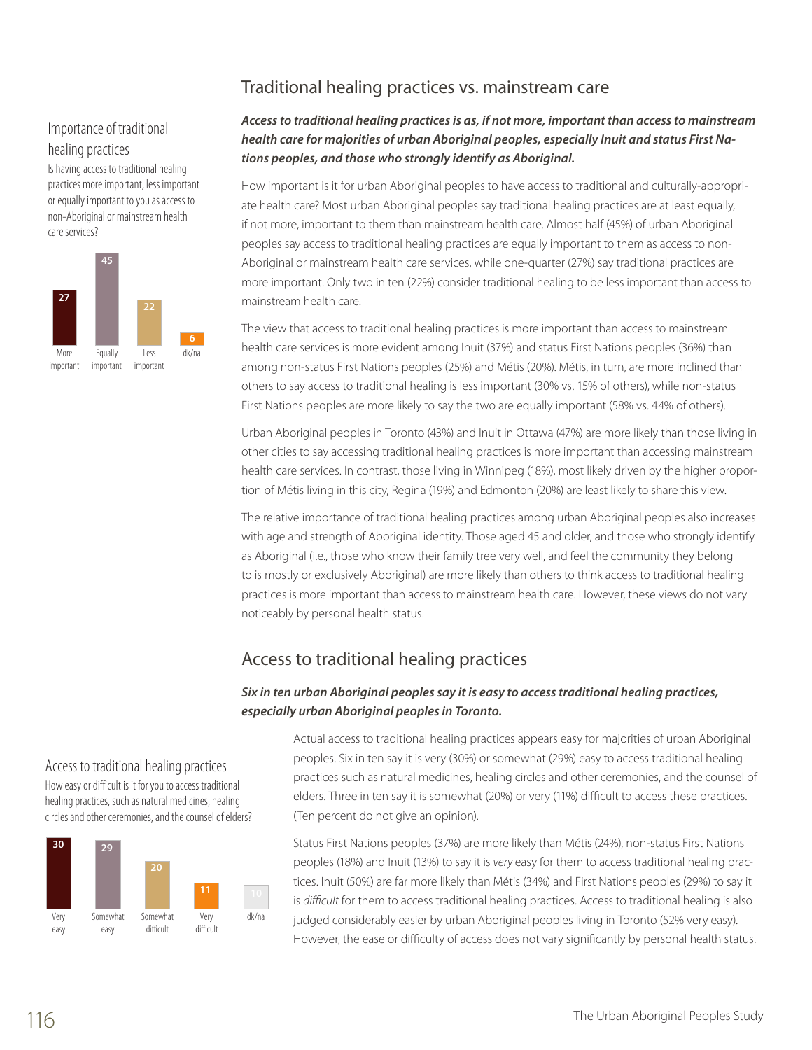## Traditional healing practices vs. mainstream care

### Importance of traditional healing practices

Is having access to traditional healing practices more important, less important or equally important to you as access to non-Aboriginal or mainstream health care services?

| More important | Equally important | Less important | dk/na |
|---|---|---|---|
| 27 | 45 | 22 | 6 |

***Access to traditional healing practices is as, if not more, important than access to mainstream health care for majorities of urban Aboriginal peoples, especially Inuit and status First Nations peoples, and those who strongly identify as Aboriginal.***

How important is it for urban Aboriginal peoples to have access to traditional and culturally-appropriate health care? Most urban Aboriginal peoples say traditional healing practices are at least equally, if not more, important to them than mainstream health care. Almost half (45%) of urban Aboriginal peoples say access to traditional healing practices are equally important to them as access to non-Aboriginal or mainstream health care services, while one-quarter (27%) say traditional practices are more important. Only two in ten (22%) consider traditional healing to be less important than access to mainstream health care.

The view that access to traditional healing practices is more important than access to mainstream health care services is more evident among Inuit (37%) and status First Nations peoples (36%) than among non-status First Nations peoples (25%) and Métis (20%). Métis, in turn, are more inclined than others to say access to traditional healing is less important (30% vs. 15% of others), while non-status First Nations peoples are more likely to say the two are equally important (58% vs. 44% of others).

Urban Aboriginal peoples in Toronto (43%) and Inuit in Ottawa (47%) are more likely than those living in other cities to say accessing traditional healing practices is more important than accessing mainstream health care services. In contrast, those living in Winnipeg (18%), most likely driven by the higher proportion of Métis living in this city, Regina (19%) and Edmonton (20%) are least likely to share this view.

The relative importance of traditional healing practices among urban Aboriginal peoples also increases with age and strength of Aboriginal identity. Those aged 45 and older, and those who strongly identify as Aboriginal (i.e., those who know their family tree very well, and feel the community they belong to is mostly or exclusively Aboriginal) are more likely than others to think access to traditional healing practices is more important than access to mainstream health care. However, these views do not vary noticeably by personal health status.

## Access to traditional healing practices

### Access to traditional healing practices

How easy or difficult is it for you to access traditional healing practices, such as natural medicines, healing circles and other ceremonies, and the counsel of elders?

| Very easy | Somewhat easy | Somewhat difficult | Very difficult | dk/na |
|---|---|---|---|---|
| 30 | 29 | 20 | 11 | 10 |

***Six in ten urban Aboriginal peoples say it is easy to access traditional healing practices, especially urban Aboriginal peoples in Toronto.***

Actual access to traditional healing practices appears easy for majorities of urban Aboriginal peoples. Six in ten say it is very (30%) or somewhat (29%) easy to access traditional healing practices such as natural medicines, healing circles and other ceremonies, and the counsel of elders. Three in ten say it is somewhat (20%) or very (11%) difficult to access these practices. (Ten percent do not give an opinion).

Status First Nations peoples (37%) are more likely than Métis (24%), non-status First Nations peoples (18%) and Inuit (13%) to say it is *very* easy for them to access traditional healing practices. Inuit (50%) are far more likely than Métis (34%) and First Nations peoples (29%) to say it is *difficult* for them to access traditional healing practices. Access to traditional healing is also judged considerably easier by urban Aboriginal peoples living in Toronto (52% very easy). However, the ease or difficulty of access does not vary significantly by personal health status.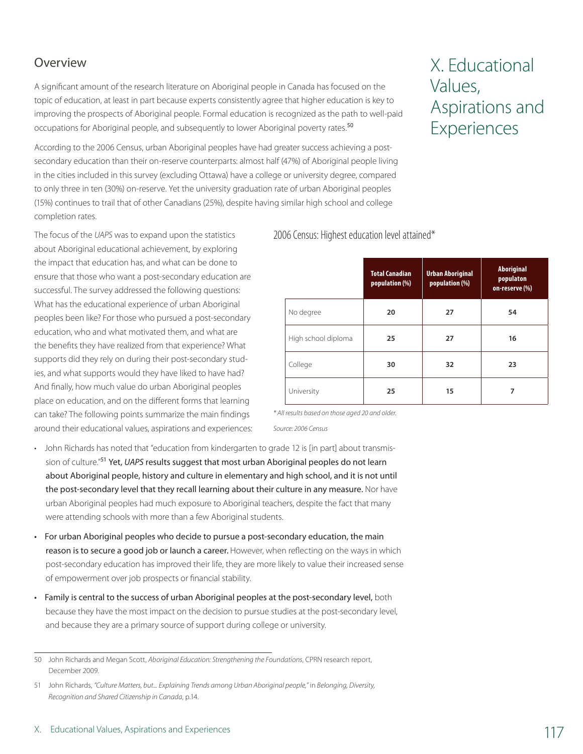# X. Educational Values, Aspirations and Experiences

## Overview

A significant amount of the research literature on Aboriginal people in Canada has focused on the topic of education, at least in part because experts consistently agree that higher education is key to improving the prospects of Aboriginal people. Formal education is recognized as the path to well-paid occupations for Aboriginal people, and subsequently to lower Aboriginal poverty rates.[50]

According to the 2006 Census, urban Aboriginal peoples have had greater success achieving a post-secondary education than their on-reserve counterparts: almost half (47%) of Aboriginal people living in the cities included in this survey (excluding Ottawa) have a college or university degree, compared to only three in ten (30%) on-reserve. Yet the university graduation rate of urban Aboriginal peoples (15%) continues to trail that of other Canadians (25%), despite having similar high school and college completion rates.

The focus of the *UAPS* was to expand upon the statistics about Aboriginal educational achievement, by exploring the impact that education has, and what can be done to ensure that those who want a post-secondary education are successful. The survey addressed the following questions: What has the educational experience of urban Aboriginal peoples been like? For those who pursued a post-secondary education, who and what motivated them, and what are the benefits they have realized from that experience? What supports did they rely on during their post-secondary studies, and what supports would they have liked to have had? And finally, how much value do urban Aboriginal peoples place on education, and on the different forms that learning can take? The following points summarize the main findings around their educational values, aspirations and experiences:

2006 Census: Highest education level attained*

| | Total Canadian population (%) | Urban Aboriginal population (%) | Aboriginal populaton on-reserve (%) |
|---|---|---|---|
| No degree | 20 | 27 | 54 |
| High school diploma | 25 | 27 | 16 |
| College | 30 | 32 | 23 |
| University | 25 | 15 | 7 |

*\* All results based on those aged 20 and older.*

*Source: 2006 Census*

- John Richards has noted that "education from kindergarten to grade 12 is [in part] about transmission of culture."[51] Yet, *UAPS* results suggest that most urban Aboriginal peoples do not learn about Aboriginal people, history and culture in elementary and high school, and it is not until the post-secondary level that they recall learning about their culture in any measure. Nor have urban Aboriginal peoples had much exposure to Aboriginal teachers, despite the fact that many were attending schools with more than a few Aboriginal students.
- For urban Aboriginal peoples who decide to pursue a post-secondary education, the main reason is to secure a good job or launch a career. However, when reflecting on the ways in which post-secondary education has improved their life, they are more likely to value their increased sense of empowerment over job prospects or financial stability.
- Family is central to the success of urban Aboriginal peoples at the post-secondary level, both because they have the most impact on the decision to pursue studies at the post-secondary level, and because they are a primary source of support during college or university.

50 John Richards and Megan Scott, *Aboriginal Education: Strengthening the Foundations*, CPRN research report, December 2009.

51 John Richards, *"Culture Matters, but... Explaining Trends among Urban Aboriginal people,"* in *Belonging, Diversity, Recognition and Shared Citizenship in Canada*, p.14.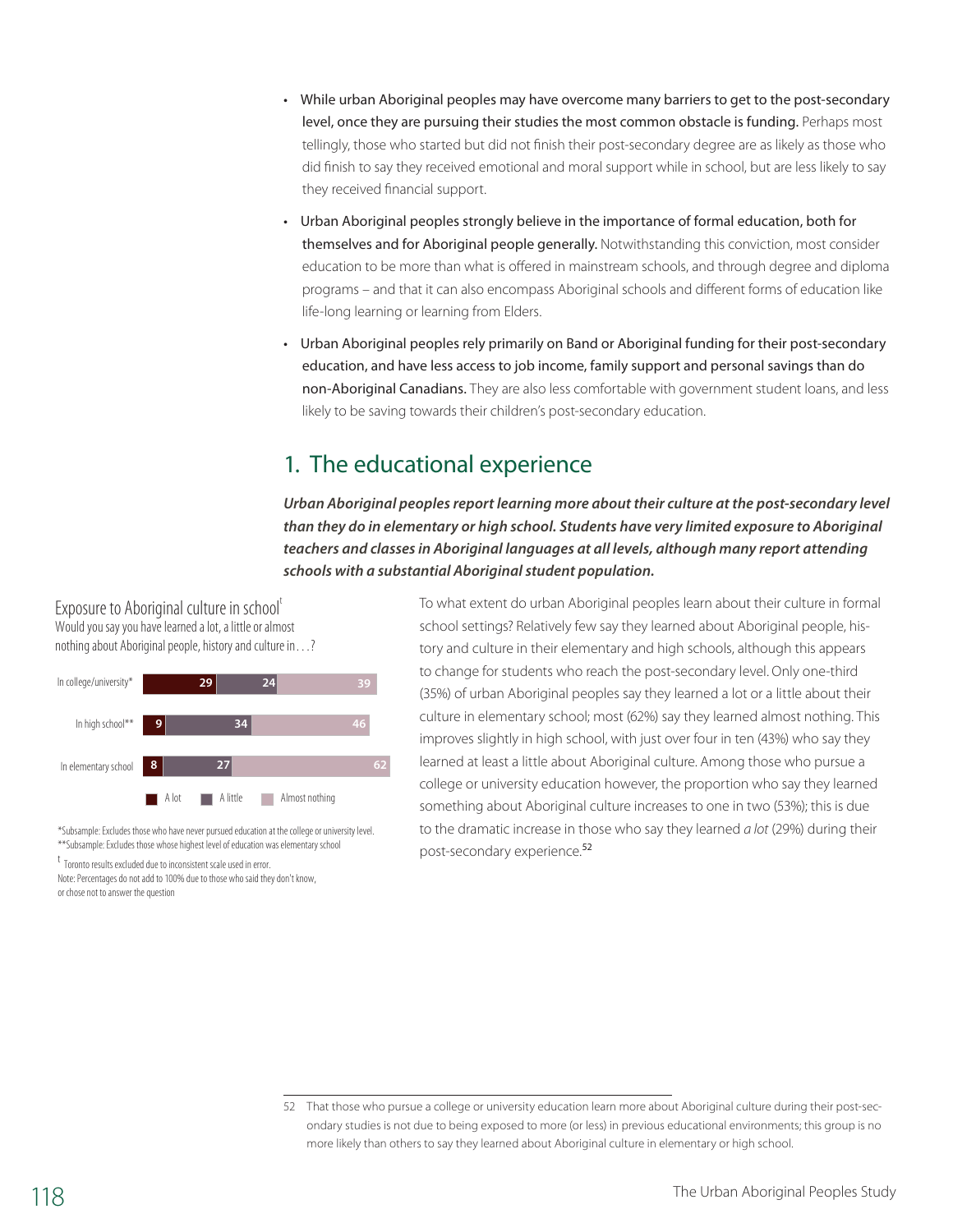- **While urban Aboriginal peoples may have overcome many barriers to get to the post-secondary level, once they are pursuing their studies the most common obstacle is funding.** Perhaps most tellingly, those who started but did not finish their post-secondary degree are as likely as those who did finish to say they received emotional and moral support while in school, but are less likely to say they received financial support.

- **Urban Aboriginal peoples strongly believe in the importance of formal education, both for themselves and for Aboriginal people generally.** Notwithstanding this conviction, most consider education to be more than what is offered in mainstream schools, and through degree and diploma programs – and that it can also encompass Aboriginal schools and different forms of education like life-long learning or learning from Elders.

- **Urban Aboriginal peoples rely primarily on Band or Aboriginal funding for their post-secondary education, and have less access to job income, family support and personal savings than do non-Aboriginal Canadians.** They are also less comfortable with government student loans, and less likely to be saving towards their children's post-secondary education.

## 1. The educational experience

***Urban Aboriginal peoples report learning more about their culture at the post-secondary level than they do in elementary or high school. Students have very limited exposure to Aboriginal teachers and classes in Aboriginal languages at all levels, although many report attending schools with a substantial Aboriginal student population.***

**Exposure to Aboriginal culture in school**[t]

Would you say you have learned a lot, a little or almost nothing about Aboriginal people, history and culture in . . .?

| | A lot | A little | Almost nothing |
|---|---|---|---|
| In college/university* | 29 | 24 | 39 |
| In high school** | 9 | 34 | 46 |
| In elementary school | 8 | 27 | 62 |

*Subsample: Excludes those who have never pursued education at the college or university level.
**Subsample: Excludes those whose highest level of education was elementary school

[t] Toronto results excluded due to inconsistent scale used in error.
Note: Percentages do not add to 100% due to those who said they don't know, or chose not to answer the question

To what extent do urban Aboriginal peoples learn about their culture in formal school settings? Relatively few say they learned about Aboriginal people, history and culture in their elementary and high schools, although this appears to change for students who reach the post-secondary level. Only one-third (35%) of urban Aboriginal peoples say they learned a lot or a little about their culture in elementary school; most (62%) say they learned almost nothing. This improves slightly in high school, with just over four in ten (43%) who say they learned at least a little about Aboriginal culture. Among those who pursue a college or university education however, the proportion who say they learned something about Aboriginal culture increases to one in two (53%); this is due to the dramatic increase in those who say they learned *a lot* (29%) during their post-secondary experience.[52]

52 That those who pursue a college or university education learn more about Aboriginal culture during their post-secondary studies is not due to being exposed to more (or less) in previous educational environments; this group is no more likely than others to say they learned about Aboriginal culture in elementary or high school.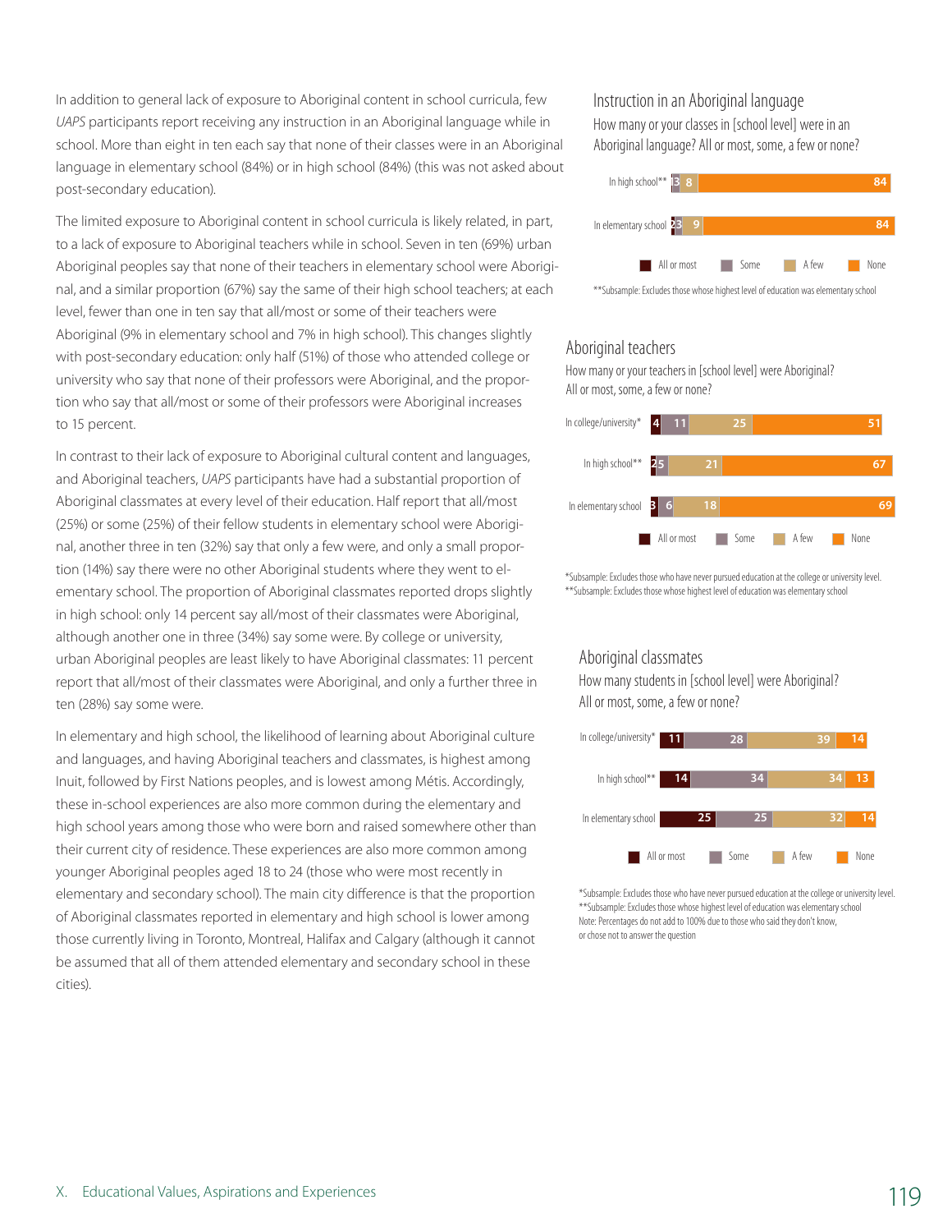In addition to general lack of exposure to Aboriginal content in school curricula, few *UAPS* participants report receiving any instruction in an Aboriginal language while in school. More than eight in ten each say that none of their classes were in an Aboriginal language in elementary school (84%) or in high school (84%) (this was not asked about post-secondary education).

The limited exposure to Aboriginal content in school curricula is likely related, in part, to a lack of exposure to Aboriginal teachers while in school. Seven in ten (69%) urban Aboriginal peoples say that none of their teachers in elementary school were Aboriginal, and a similar proportion (67%) say the same of their high school teachers; at each level, fewer than one in ten say that all/most or some of their teachers were Aboriginal (9% in elementary school and 7% in high school). This changes slightly with post-secondary education: only half (51%) of those who attended college or university who say that none of their professors were Aboriginal, and the proportion who say that all/most or some of their professors were Aboriginal increases to 15 percent.

In contrast to their lack of exposure to Aboriginal cultural content and languages, and Aboriginal teachers, *UAPS* participants have had a substantial proportion of Aboriginal classmates at every level of their education. Half report that all/most (25%) or some (25%) of their fellow students in elementary school were Aboriginal, another three in ten (32%) say that only a few were, and only a small proportion (14%) say there were no other Aboriginal students where they went to elementary school. The proportion of Aboriginal classmates reported drops slightly in high school: only 14 percent say all/most of their classmates were Aboriginal, although another one in three (34%) say some were. By college or university, urban Aboriginal peoples are least likely to have Aboriginal classmates: 11 percent report that all/most of their classmates were Aboriginal, and only a further three in ten (28%) say some were.

In elementary and high school, the likelihood of learning about Aboriginal culture and languages, and having Aboriginal teachers and classmates, is highest among Inuit, followed by First Nations peoples, and is lowest among Métis. Accordingly, these in-school experiences are also more common during the elementary and high school years among those who were born and raised somewhere other than their current city of residence. These experiences are also more common among younger Aboriginal peoples aged 18 to 24 (those who were most recently in elementary and secondary school). The main city difference is that the proportion of Aboriginal classmates reported in elementary and high school is lower among those currently living in Toronto, Montreal, Halifax and Calgary (although it cannot be assumed that all of them attended elementary and secondary school in these cities).

## Instruction in an Aboriginal language

How many or your classes in [school level] were in an Aboriginal language? All or most, some, a few or none?

| | All or most | Some | A few | None |
|---|---|---|---|---|
| In high school** | 1 | 3 | 8 | 84 |
| In elementary school | 2 | 3 | 9 | 84 |

**Subsample: Excludes those whose highest level of education was elementary school

## Aboriginal teachers

How many or your teachers in [school level] were Aboriginal? All or most, some, a few or none?

| | All or most | Some | A few | None |
|---|---|---|---|---|
| In college/university* | 4 | 11 | 25 | 51 |
| In high school** | 2 | 5 | 21 | 67 |
| In elementary school | 3 | 6 | 18 | 69 |

*Subsample: Excludes those who have never pursued education at the college or university level.
**Subsample: Excludes those whose highest level of education was elementary school

## Aboriginal classmates

How many students in [school level] were Aboriginal? All or most, some, a few or none?

| | All or most | Some | A few | None |
|---|---|---|---|---|
| In college/university* | 11 | 28 | 39 | 14 |
| In high school** | 14 | 34 | 34 | 13 |
| In elementary school | 25 | 25 | 32 | 14 |

*Subsample: Excludes those who have never pursued education at the college or university level.
**Subsample: Excludes those whose highest level of education was elementary school
Note: Percentages do not add to 100% due to those who said they don't know, or chose not to answer the question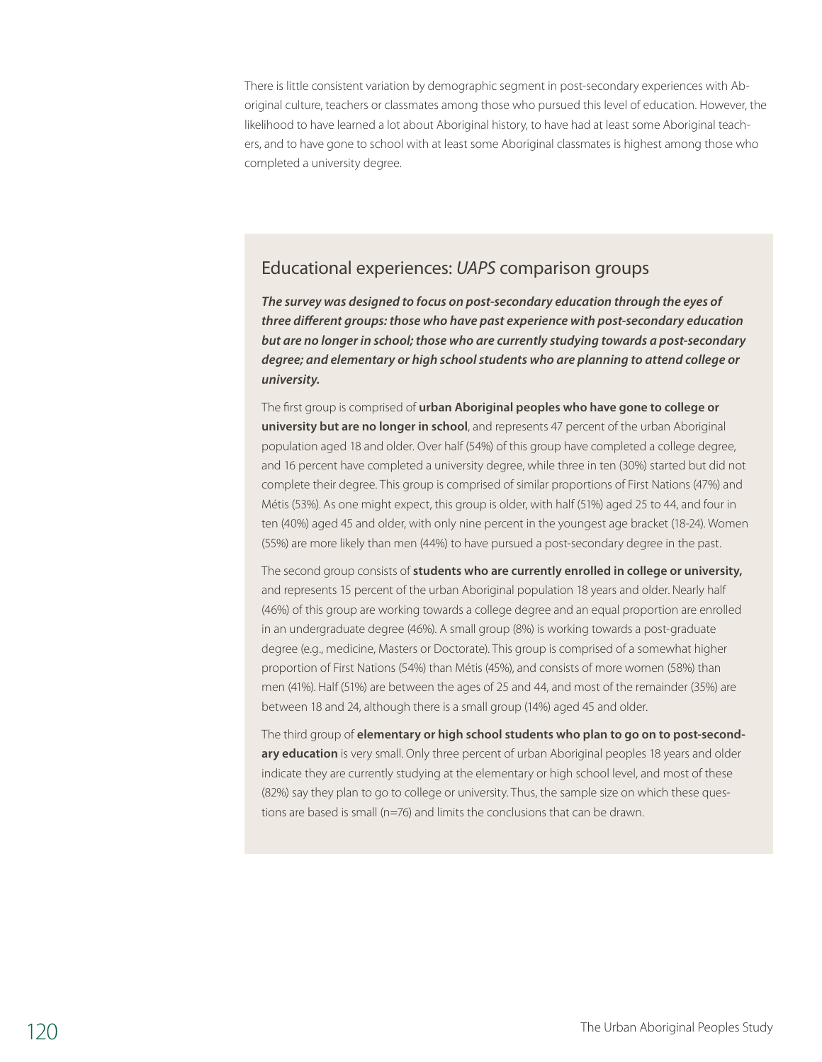There is little consistent variation by demographic segment in post-secondary experiences with Aboriginal culture, teachers or classmates among those who pursued this level of education. However, the likelihood to have learned a lot about Aboriginal history, to have had at least some Aboriginal teachers, and to have gone to school with at least some Aboriginal classmates is highest among those who completed a university degree.

## Educational experiences: *UAPS* comparison groups

***The survey was designed to focus on post-secondary education through the eyes of three different groups: those who have past experience with post-secondary education but are no longer in school; those who are currently studying towards a post-secondary degree; and elementary or high school students who are planning to attend college or university.***

The first group is comprised of **urban Aboriginal peoples who have gone to college or university but are no longer in school**, and represents 47 percent of the urban Aboriginal population aged 18 and older. Over half (54%) of this group have completed a college degree, and 16 percent have completed a university degree, while three in ten (30%) started but did not complete their degree. This group is comprised of similar proportions of First Nations (47%) and Métis (53%). As one might expect, this group is older, with half (51%) aged 25 to 44, and four in ten (40%) aged 45 and older, with only nine percent in the youngest age bracket (18-24). Women (55%) are more likely than men (44%) to have pursued a post-secondary degree in the past.

The second group consists of **students who are currently enrolled in college or university,** and represents 15 percent of the urban Aboriginal population 18 years and older. Nearly half (46%) of this group are working towards a college degree and an equal proportion are enrolled in an undergraduate degree (46%). A small group (8%) is working towards a post-graduate degree (e.g., medicine, Masters or Doctorate). This group is comprised of a somewhat higher proportion of First Nations (54%) than Métis (45%), and consists of more women (58%) than men (41%). Half (51%) are between the ages of 25 and 44, and most of the remainder (35%) are between 18 and 24, although there is a small group (14%) aged 45 and older.

The third group of **elementary or high school students who plan to go on to post-secondary education** is very small. Only three percent of urban Aboriginal peoples 18 years and older indicate they are currently studying at the elementary or high school level, and most of these (82%) say they plan to go to college or university. Thus, the sample size on which these questions are based is small (n=76) and limits the conclusions that can be drawn.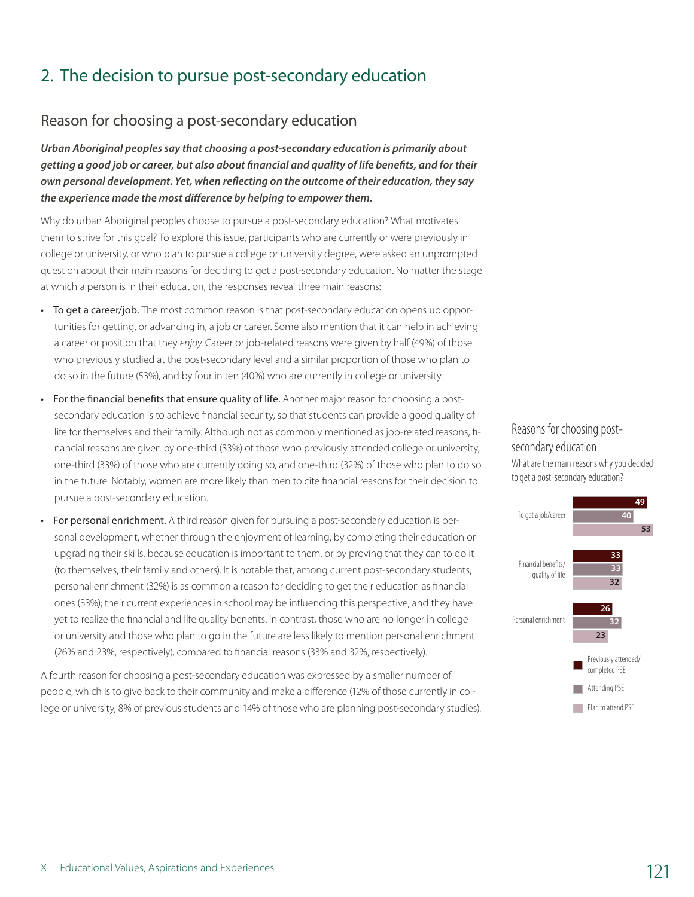## 2. The decision to pursue post-secondary education

### Reason for choosing a post-secondary education

***Urban Aboriginal peoples say that choosing a post-secondary education is primarily about getting a good job or career, but also about financial and quality of life benefits, and for their own personal development. Yet, when reflecting on the outcome of their education, they say the experience made the most difference by helping to empower them.***

Why do urban Aboriginal peoples choose to pursue a post-secondary education? What motivates them to strive for this goal? To explore this issue, participants who are currently or were previously in college or university, or who plan to pursue a college or university degree, were asked an unprompted question about their main reasons for deciding to get a post-secondary education. No matter the stage at which a person is in their education, the responses reveal three main reasons:

- To get a career/job. The most common reason is that post-secondary education opens up opportunities for getting, or advancing in, a job or career. Some also mention that it can help in achieving a career or position that they *enjoy*. Career or job-related reasons were given by half (49%) of those who previously studied at the post-secondary level and a similar proportion of those who plan to do so in the future (53%), and by four in ten (40%) who are currently in college or university.
- For the financial benefits that ensure quality of life. Another major reason for choosing a post-secondary education is to achieve financial security, so that students can provide a good quality of life for themselves and their family. Although not as commonly mentioned as job-related reasons, financial reasons are given by one-third (33%) of those who previously attended college or university, one-third (33%) of those who are currently doing so, and one-third (32%) of those who plan to do so in the future. Notably, women are more likely than men to cite financial reasons for their decision to pursue a post-secondary education.
- For personal enrichment. A third reason given for pursuing a post-secondary education is personal development, whether through the enjoyment of learning, by completing their education or upgrading their skills, because education is important to them, or by proving that they can to do it (to themselves, their family and others). It is notable that, among current post-secondary students, personal enrichment (32%) is as common a reason for deciding to get their education as financial ones (33%); their current experiences in school may be influencing this perspective, and they have yet to realize the financial and life quality benefits. In contrast, those who are no longer in college or university and those who plan to go in the future are less likely to mention personal enrichment (26% and 23%, respectively), compared to financial reasons (33% and 32%, respectively).

A fourth reason for choosing a post-secondary education was expressed by a smaller number of people, which is to give back to their community and make a difference (12% of those currently in college or university, 8% of previous students and 14% of those who are planning post-secondary studies).

**Reasons for choosing post-secondary education**

What are the main reasons why you decided to get a post-secondary education?

| | Previously attended/ completed PSE | Attending PSE | Plan to attend PSE |
|---|---|---|---|
| To get a job/career | 49 | 40 | 53 |
| Financial benefits/ quality of life | 33 | 33 | 32 |
| Personal enrichment | 26 | 32 | 23 |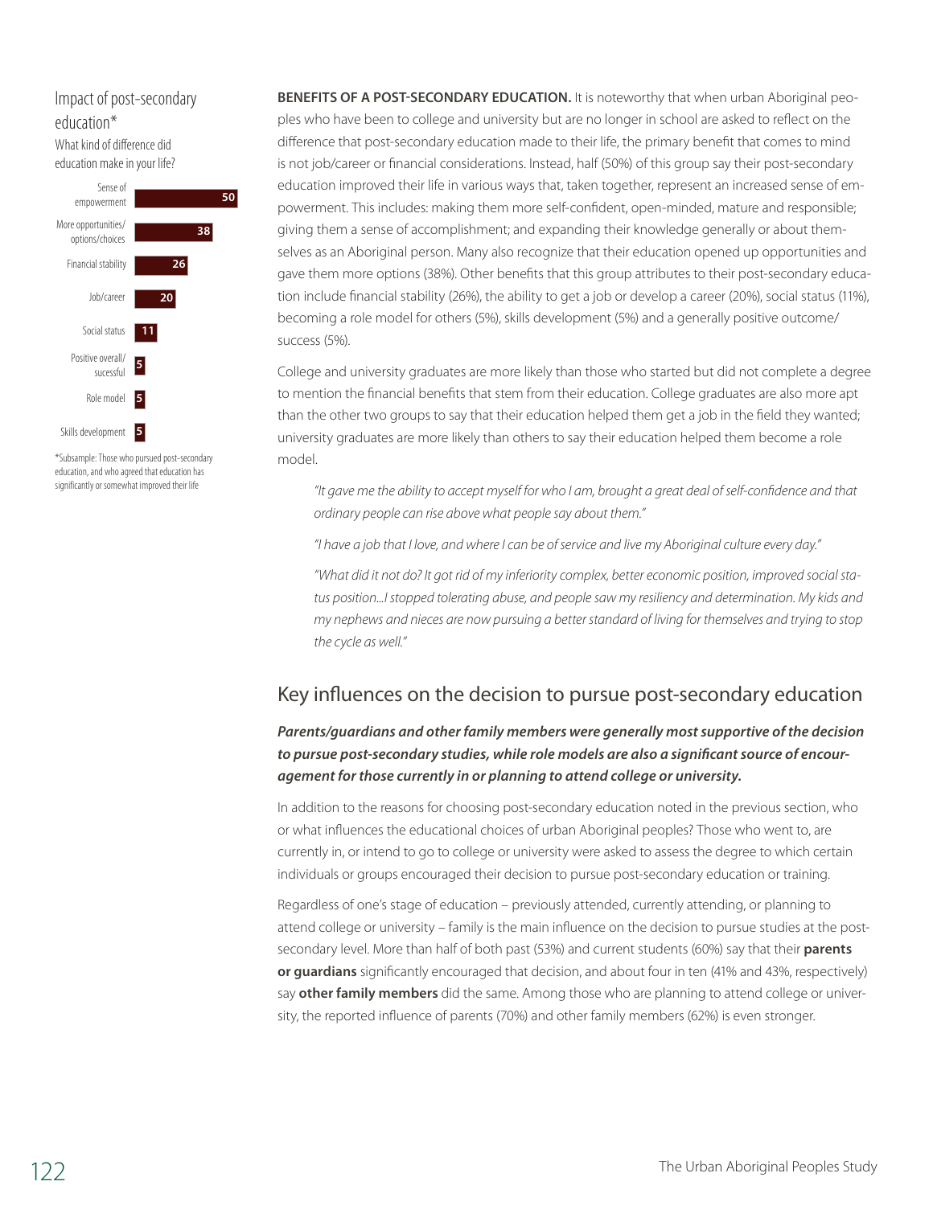### Impact of post-secondary education*

What kind of difference did education make in your life?

| Response | % |
|---|---|
| Sense of empowerment | 50 |
| More opportunities/ options/choices | 38 |
| Financial stability | 26 |
| Job/career | 20 |
| Social status | 11 |
| Positive overall/ sucessful | 5 |
| Role model | 5 |
| Skills development | 5 |

*Subsample: Those who pursued post-secondary education, and who agreed that education has significantly or somewhat improved their life

**BENEFITS OF A POST-SECONDARY EDUCATION.** It is noteworthy that when urban Aboriginal peoples who have been to college and university but are no longer in school are asked to reflect on the difference that post-secondary education made to their life, the primary benefit that comes to mind is not job/career or financial considerations. Instead, half (50%) of this group say their post-secondary education improved their life in various ways that, taken together, represent an increased sense of empowerment. This includes: making them more self-confident, open-minded, mature and responsible; giving them a sense of accomplishment; and expanding their knowledge generally or about themselves as an Aboriginal person. Many also recognize that their education opened up opportunities and gave them more options (38%). Other benefits that this group attributes to their post-secondary education include financial stability (26%), the ability to get a job or develop a career (20%), social status (11%), becoming a role model for others (5%), skills development (5%) and a generally positive outcome/ success (5%).

College and university graduates are more likely than those who started but did not complete a degree to mention the financial benefits that stem from their education. College graduates are also more apt than the other two groups to say that their education helped them get a job in the field they wanted; university graduates are more likely than others to say their education helped them become a role model.

> *"It gave me the ability to accept myself for who I am, brought a great deal of self-confidence and that ordinary people can rise above what people say about them."*
>
> *"I have a job that I love, and where I can be of service and live my Aboriginal culture every day."*
>
> *"What did it not do? It got rid of my inferiority complex, better economic position, improved social status position...I stopped tolerating abuse, and people saw my resiliency and determination. My kids and my nephews and nieces are now pursuing a better standard of living for themselves and trying to stop the cycle as well."*

## Key influences on the decision to pursue post-secondary education

***Parents/guardians and other family members were generally most supportive of the decision to pursue post-secondary studies, while role models are also a significant source of encouragement for those currently in or planning to attend college or university.***

In addition to the reasons for choosing post-secondary education noted in the previous section, who or what influences the educational choices of urban Aboriginal peoples? Those who went to, are currently in, or intend to go to college or university were asked to assess the degree to which certain individuals or groups encouraged their decision to pursue post-secondary education or training.

Regardless of one's stage of education – previously attended, currently attending, or planning to attend college or university – family is the main influence on the decision to pursue studies at the post-secondary level. More than half of both past (53%) and current students (60%) say that their **parents or guardians** significantly encouraged that decision, and about four in ten (41% and 43%, respectively) say **other family members** did the same. Among those who are planning to attend college or university, the reported influence of parents (70%) and other family members (62%) is even stronger.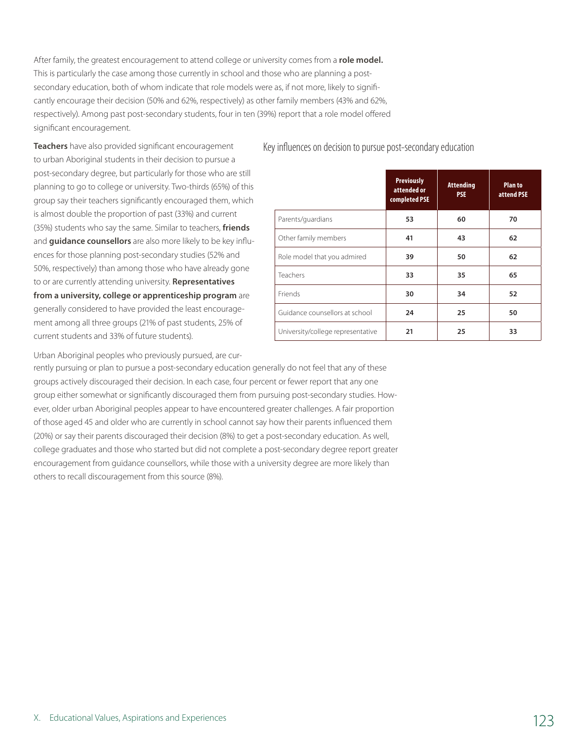After family, the greatest encouragement to attend college or university comes from a **role model.** This is particularly the case among those currently in school and those who are planning a post-secondary education, both of whom indicate that role models were as, if not more, likely to significantly encourage their decision (50% and 62%, respectively) as other family members (43% and 62%, respectively). Among past post-secondary students, four in ten (39%) report that a role model offered significant encouragement.

**Teachers** have also provided significant encouragement to urban Aboriginal students in their decision to pursue a post-secondary degree, but particularly for those who are still planning to go to college or university. Two-thirds (65%) of this group say their teachers significantly encouraged them, which is almost double the proportion of past (33%) and current (35%) students who say the same. Similar to teachers, **friends** and **guidance counsellors** are also more likely to be key influences for those planning post-secondary studies (52% and 50%, respectively) than among those who have already gone to or are currently attending university. **Representatives from a university, college or apprenticeship program** are generally considered to have provided the least encouragement among all three groups (21% of past students, 25% of current students and 33% of future students).

Key influences on decision to pursue post-secondary education

| | Previously attended or completed PSE | Attending PSE | Plan to attend PSE |
|---|---|---|---|
| Parents/guardians | 53 | 60 | 70 |
| Other family members | 41 | 43 | 62 |
| Role model that you admired | 39 | 50 | 62 |
| Teachers | 33 | 35 | 65 |
| Friends | 30 | 34 | 52 |
| Guidance counsellors at school | 24 | 25 | 50 |
| University/college representative | 21 | 25 | 33 |

Urban Aboriginal peoples who previously pursued, are currently pursuing or plan to pursue a post-secondary education generally do not feel that any of these groups actively discouraged their decision. In each case, four percent or fewer report that any one group either somewhat or significantly discouraged them from pursuing post-secondary studies. However, older urban Aboriginal peoples appear to have encountered greater challenges. A fair proportion of those aged 45 and older who are currently in school cannot say how their parents influenced them (20%) or say their parents discouraged their decision (8%) to get a post-secondary education. As well, college graduates and those who started but did not complete a post-secondary degree report greater encouragement from guidance counsellors, while those with a university degree are more likely than others to recall discouragement from this source (8%).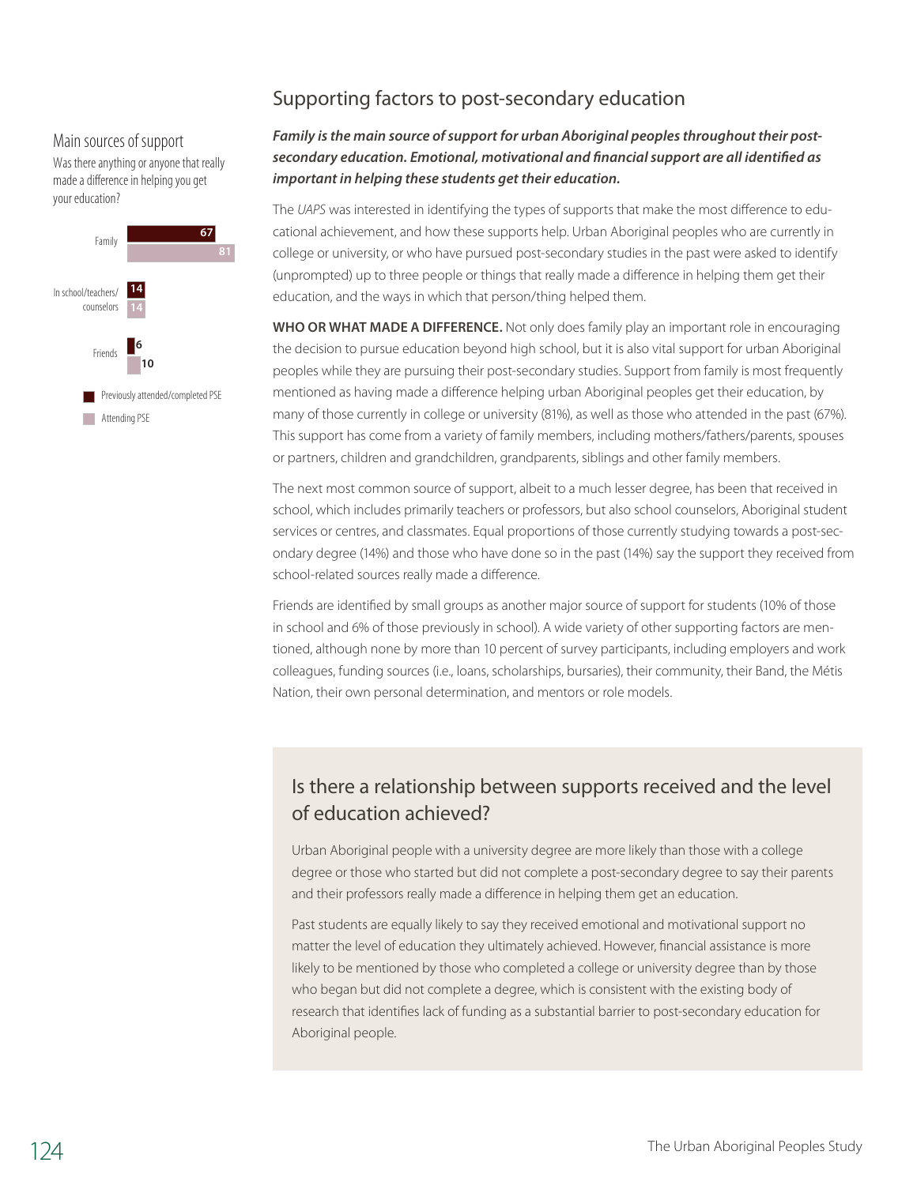## Main sources of support

Was there anything or anyone that really made a difference in helping you get your education?

| | Previously attended/completed PSE | Attending PSE |
|---|---|---|
| Family | 67 | 81 |
| In school/teachers/ counselors | 14 | 14 |
| Friends | 6 | 10 |

# Supporting factors to post-secondary education

***Family is the main source of support for urban Aboriginal peoples throughout their post-secondary education. Emotional, motivational and financial support are all identified as important in helping these students get their education.***

The *UAPS* was interested in identifying the types of supports that make the most difference to educational achievement, and how these supports help. Urban Aboriginal peoples who are currently in college or university, or who have pursued post-secondary studies in the past were asked to identify (unprompted) up to three people or things that really made a difference in helping them get their education, and the ways in which that person/thing helped them.

**WHO OR WHAT MADE A DIFFERENCE.** Not only does family play an important role in encouraging the decision to pursue education beyond high school, but it is also vital support for urban Aboriginal peoples while they are pursuing their post-secondary studies. Support from family is most frequently mentioned as having made a difference helping urban Aboriginal peoples get their education, by many of those currently in college or university (81%), as well as those who attended in the past (67%). This support has come from a variety of family members, including mothers/fathers/parents, spouses or partners, children and grandchildren, grandparents, siblings and other family members.

The next most common source of support, albeit to a much lesser degree, has been that received in school, which includes primarily teachers or professors, but also school counselors, Aboriginal student services or centres, and classmates. Equal proportions of those currently studying towards a post-secondary degree (14%) and those who have done so in the past (14%) say the support they received from school-related sources really made a difference.

Friends are identified by small groups as another major source of support for students (10% of those in school and 6% of those previously in school). A wide variety of other supporting factors are mentioned, although none by more than 10 percent of survey participants, including employers and work colleagues, funding sources (i.e., loans, scholarships, bursaries), their community, their Band, the Métis Nation, their own personal determination, and mentors or role models.

## Is there a relationship between supports received and the level of education achieved?

Urban Aboriginal people with a university degree are more likely than those with a college degree or those who started but did not complete a post-secondary degree to say their parents and their professors really made a difference in helping them get an education.

Past students are equally likely to say they received emotional and motivational support no matter the level of education they ultimately achieved. However, financial assistance is more likely to be mentioned by those who completed a college or university degree than by those who began but did not complete a degree, which is consistent with the existing body of research that identifies lack of funding as a substantial barrier to post-secondary education for Aboriginal people.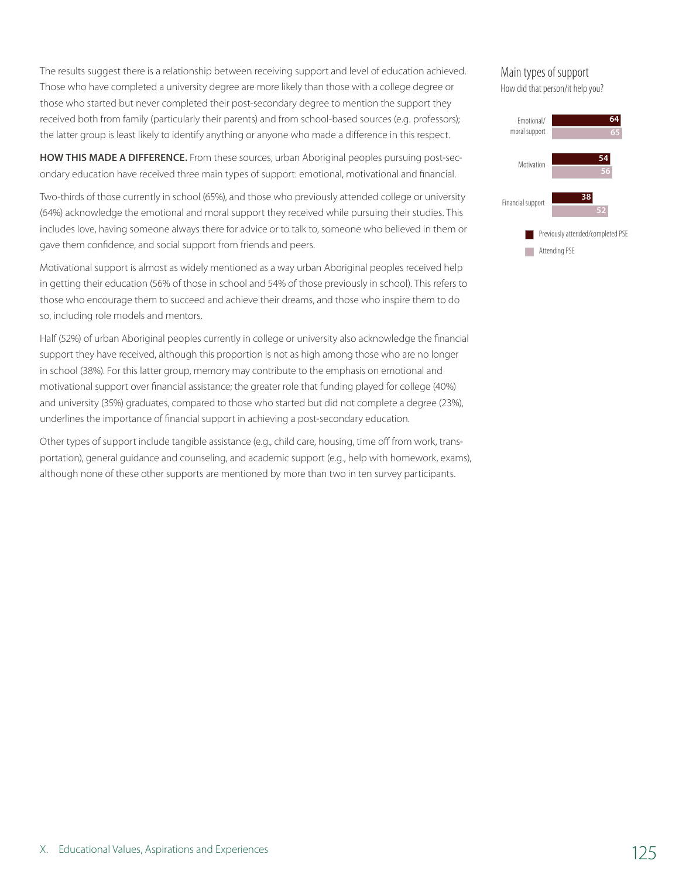The results suggest there is a relationship between receiving support and level of education achieved. Those who have completed a university degree are more likely than those with a college degree or those who started but never completed their post-secondary degree to mention the support they received both from family (particularly their parents) and from school-based sources (e.g. professors); the latter group is least likely to identify anything or anyone who made a difference in this respect.

**HOW THIS MADE A DIFFERENCE.** From these sources, urban Aboriginal peoples pursuing post-secondary education have received three main types of support: emotional, motivational and financial.

Two-thirds of those currently in school (65%), and those who previously attended college or university (64%) acknowledge the emotional and moral support they received while pursuing their studies. This includes love, having someone always there for advice or to talk to, someone who believed in them or gave them confidence, and social support from friends and peers.

Motivational support is almost as widely mentioned as a way urban Aboriginal peoples received help in getting their education (56% of those in school and 54% of those previously in school). This refers to those who encourage them to succeed and achieve their dreams, and those who inspire them to do so, including role models and mentors.

Half (52%) of urban Aboriginal peoples currently in college or university also acknowledge the financial support they have received, although this proportion is not as high among those who are no longer in school (38%). For this latter group, memory may contribute to the emphasis on emotional and motivational support over financial assistance; the greater role that funding played for college (40%) and university (35%) graduates, compared to those who started but did not complete a degree (23%), underlines the importance of financial support in achieving a post-secondary education.

Other types of support include tangible assistance (e.g., child care, housing, time off from work, transportation), general guidance and counseling, and academic support (e.g., help with homework, exams), although none of these other supports are mentioned by more than two in ten survey participants.

### Main types of support

How did that person/it help you?

| | Previously attended/completed PSE | Attending PSE |
|---|---|---|
| Emotional/moral support | 64 | 65 |
| Motivation | 54 | 56 |
| Financial support | 38 | 52 |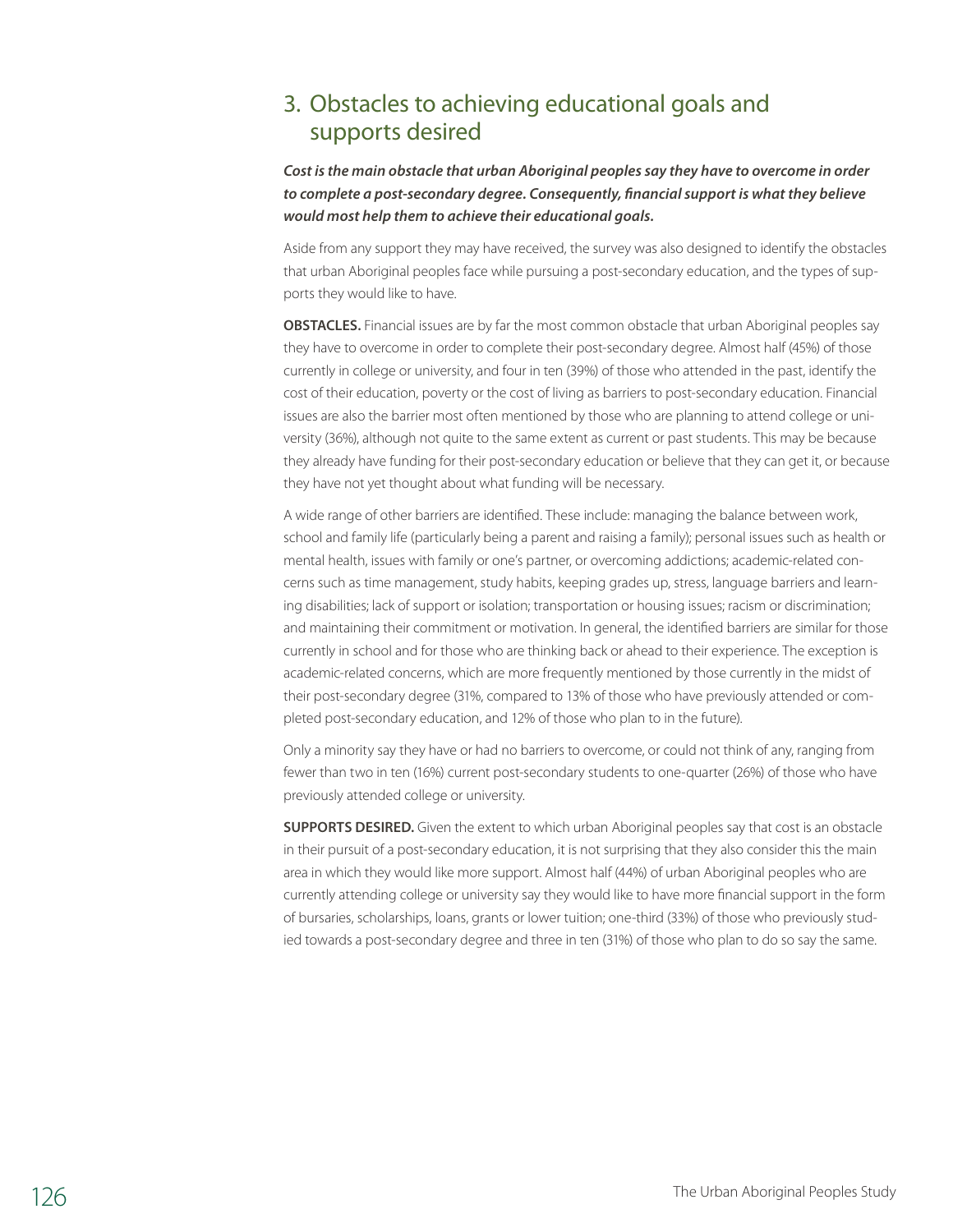## 3. Obstacles to achieving educational goals and supports desired

***Cost is the main obstacle that urban Aboriginal peoples say they have to overcome in order to complete a post-secondary degree. Consequently, financial support is what they believe would most help them to achieve their educational goals.***

Aside from any support they may have received, the survey was also designed to identify the obstacles that urban Aboriginal peoples face while pursuing a post-secondary education, and the types of supports they would like to have.

**OBSTACLES.** Financial issues are by far the most common obstacle that urban Aboriginal peoples say they have to overcome in order to complete their post-secondary degree. Almost half (45%) of those currently in college or university, and four in ten (39%) of those who attended in the past, identify the cost of their education, poverty or the cost of living as barriers to post-secondary education. Financial issues are also the barrier most often mentioned by those who are planning to attend college or university (36%), although not quite to the same extent as current or past students. This may be because they already have funding for their post-secondary education or believe that they can get it, or because they have not yet thought about what funding will be necessary.

A wide range of other barriers are identified. These include: managing the balance between work, school and family life (particularly being a parent and raising a family); personal issues such as health or mental health, issues with family or one's partner, or overcoming addictions; academic-related concerns such as time management, study habits, keeping grades up, stress, language barriers and learning disabilities; lack of support or isolation; transportation or housing issues; racism or discrimination; and maintaining their commitment or motivation. In general, the identified barriers are similar for those currently in school and for those who are thinking back or ahead to their experience. The exception is academic-related concerns, which are more frequently mentioned by those currently in the midst of their post-secondary degree (31%, compared to 13% of those who have previously attended or completed post-secondary education, and 12% of those who plan to in the future).

Only a minority say they have or had no barriers to overcome, or could not think of any, ranging from fewer than two in ten (16%) current post-secondary students to one-quarter (26%) of those who have previously attended college or university.

**SUPPORTS DESIRED.** Given the extent to which urban Aboriginal peoples say that cost is an obstacle in their pursuit of a post-secondary education, it is not surprising that they also consider this the main area in which they would like more support. Almost half (44%) of urban Aboriginal peoples who are currently attending college or university say they would like to have more financial support in the form of bursaries, scholarships, loans, grants or lower tuition; one-third (33%) of those who previously studied towards a post-secondary degree and three in ten (31%) of those who plan to do so say the same.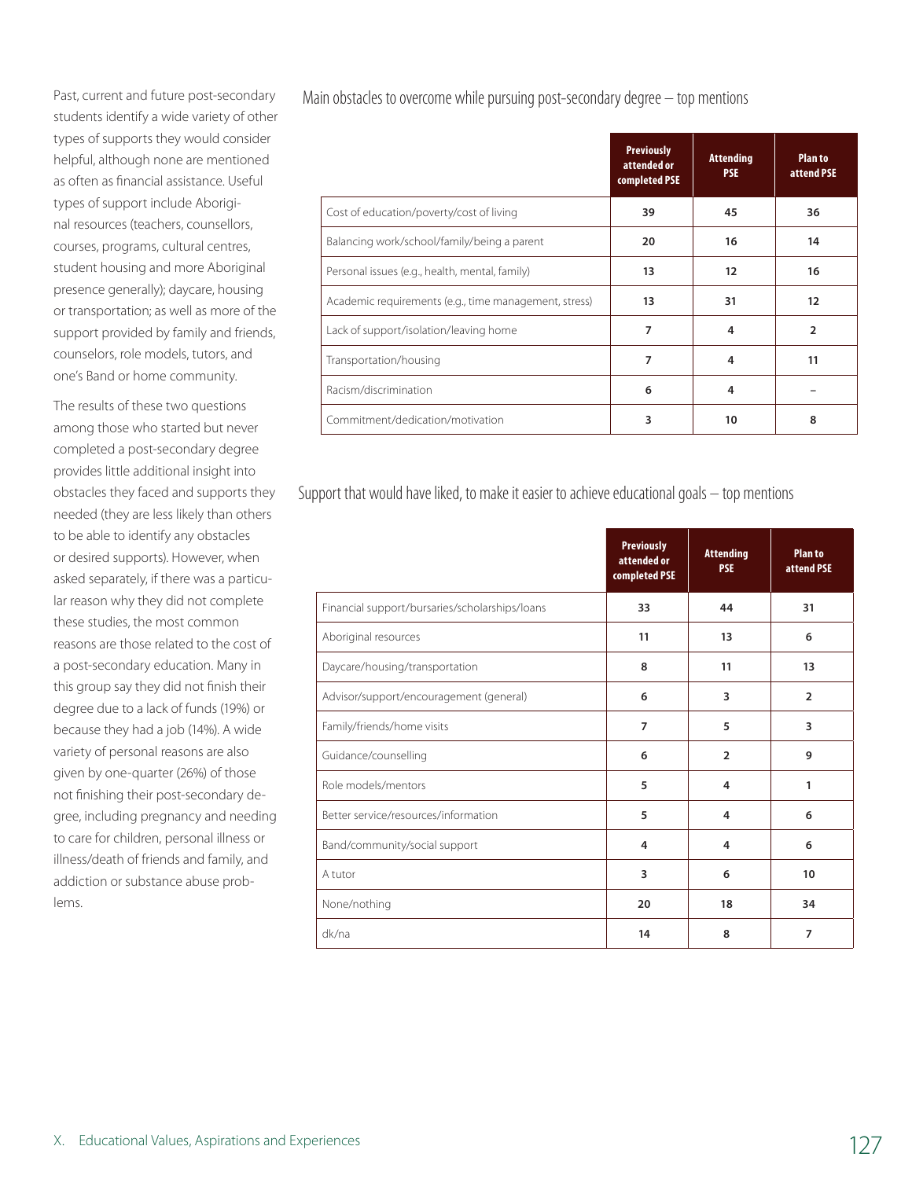Past, current and future post-secondary students identify a wide variety of other types of supports they would consider helpful, although none are mentioned as often as financial assistance. Useful types of support include Aboriginal resources (teachers, counsellors, courses, programs, cultural centres, student housing and more Aboriginal presence generally); daycare, housing or transportation; as well as more of the support provided by family and friends, counselors, role models, tutors, and one's Band or home community.

The results of these two questions among those who started but never completed a post-secondary degree provides little additional insight into obstacles they faced and supports they needed (they are less likely than others to be able to identify any obstacles or desired supports). However, when asked separately, if there was a particular reason why they did not complete these studies, the most common reasons are those related to the cost of a post-secondary education. Many in this group say they did not finish their degree due to a lack of funds (19%) or because they had a job (14%). A wide variety of personal reasons are also given by one-quarter (26%) of those not finishing their post-secondary degree, including pregnancy and needing to care for children, personal illness or illness/death of friends and family, and addiction or substance abuse problems.

### Main obstacles to overcome while pursuing post-secondary degree – top mentions

| | Previously attended or completed PSE | Attending PSE | Plan to attend PSE |
|---|---|---|---|
| Cost of education/poverty/cost of living | 39 | 45 | 36 |
| Balancing work/school/family/being a parent | 20 | 16 | 14 |
| Personal issues (e.g., health, mental, family) | 13 | 12 | 16 |
| Academic requirements (e.g., time management, stress) | 13 | 31 | 12 |
| Lack of support/isolation/leaving home | 7 | 4 | 2 |
| Transportation/housing | 7 | 4 | 11 |
| Racism/discrimination | 6 | 4 | – |
| Commitment/dedication/motivation | 3 | 10 | 8 |

### Support that would have liked, to make it easier to achieve educational goals – top mentions

| | Previously attended or completed PSE | Attending PSE | Plan to attend PSE |
|---|---|---|---|
| Financial support/bursaries/scholarships/loans | 33 | 44 | 31 |
| Aboriginal resources | 11 | 13 | 6 |
| Daycare/housing/transportation | 8 | 11 | 13 |
| Advisor/support/encouragement (general) | 6 | 3 | 2 |
| Family/friends/home visits | 7 | 5 | 3 |
| Guidance/counselling | 6 | 2 | 9 |
| Role models/mentors | 5 | 4 | 1 |
| Better service/resources/information | 5 | 4 | 6 |
| Band/community/social support | 4 | 4 | 6 |
| A tutor | 3 | 6 | 10 |
| None/nothing | 20 | 18 | 34 |
| dk/na | 14 | 8 | 7 |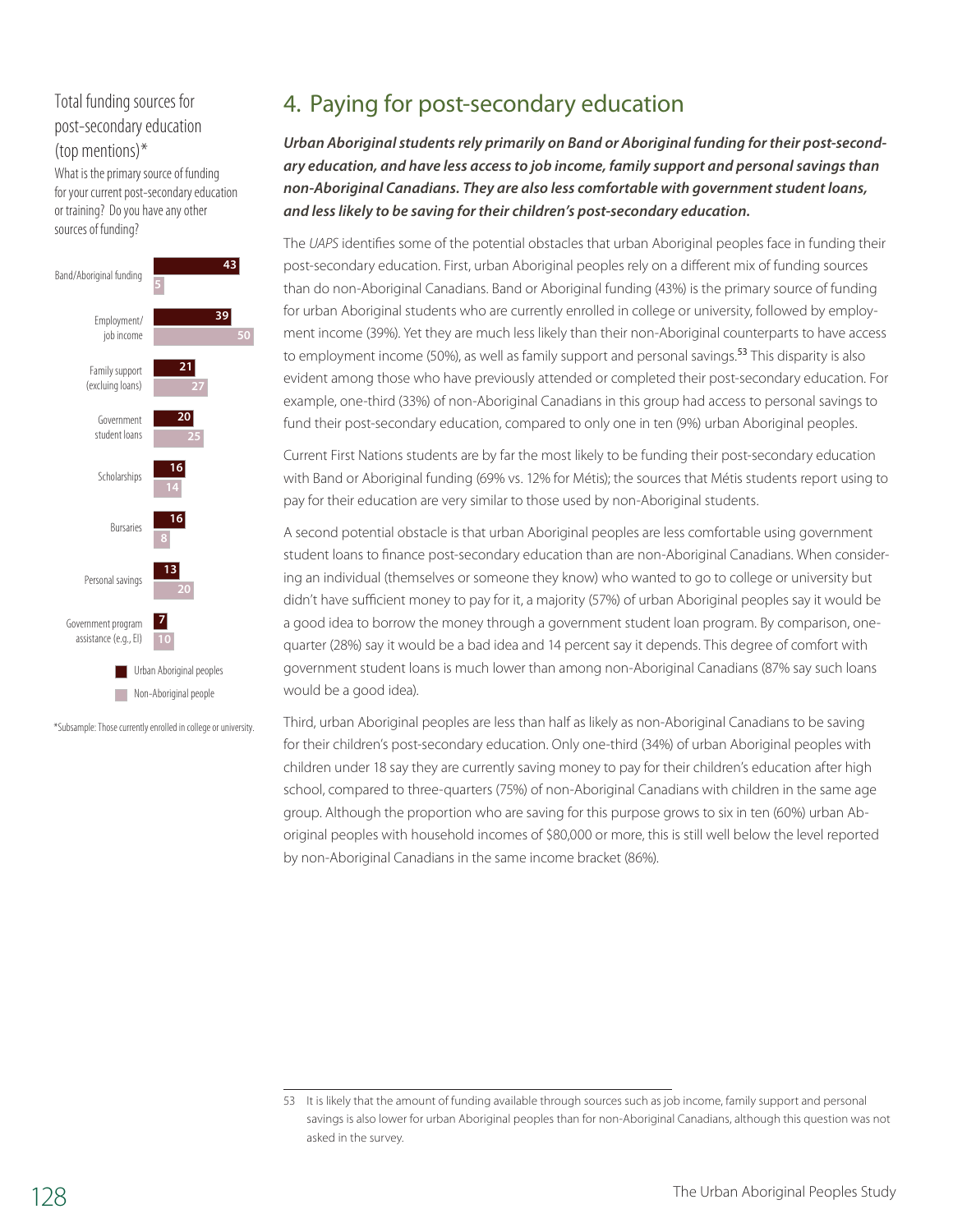Total funding sources for post-secondary education (top mentions)*

What is the primary source of funding for your current post-secondary education or training? Do you have any other sources of funding?

| | Urban Aboriginal peoples | Non-Aboriginal people |
|---|---|---|
| Band/Aboriginal funding | 43 | 5 |
| Employment/job income | 39 | 50 |
| Family support (excluing loans) | 21 | 27 |
| Government student loans | 20 | 25 |
| Scholarships | 16 | 14 |
| Bursaries | 16 | 8 |
| Personal savings | 13 | 20 |
| Government program assistance (e.g., EI) | 7 | 10 |

*Subsample: Those currently enrolled in college or university.

## 4. Paying for post-secondary education

***Urban Aboriginal students rely primarily on Band or Aboriginal funding for their post-secondary education, and have less access to job income, family support and personal savings than non-Aboriginal Canadians. They are also less comfortable with government student loans, and less likely to be saving for their children's post-secondary education.***

The *UAPS* identifies some of the potential obstacles that urban Aboriginal peoples face in funding their post-secondary education. First, urban Aboriginal peoples rely on a different mix of funding sources than do non-Aboriginal Canadians. Band or Aboriginal funding (43%) is the primary source of funding for urban Aboriginal students who are currently enrolled in college or university, followed by employment income (39%). Yet they are much less likely than their non-Aboriginal counterparts to have access to employment income (50%), as well as family support and personal savings.[53] This disparity is also evident among those who have previously attended or completed their post-secondary education. For example, one-third (33%) of non-Aboriginal Canadians in this group had access to personal savings to fund their post-secondary education, compared to only one in ten (9%) urban Aboriginal peoples.

Current First Nations students are by far the most likely to be funding their post-secondary education with Band or Aboriginal funding (69% vs. 12% for Métis); the sources that Métis students report using to pay for their education are very similar to those used by non-Aboriginal students.

A second potential obstacle is that urban Aboriginal peoples are less comfortable using government student loans to finance post-secondary education than are non-Aboriginal Canadians. When considering an individual (themselves or someone they know) who wanted to go to college or university but didn't have sufficient money to pay for it, a majority (57%) of urban Aboriginal peoples say it would be a good idea to borrow the money through a government student loan program. By comparison, one-quarter (28%) say it would be a bad idea and 14 percent say it depends. This degree of comfort with government student loans is much lower than among non-Aboriginal Canadians (87% say such loans would be a good idea).

Third, urban Aboriginal peoples are less than half as likely as non-Aboriginal Canadians to be saving for their children's post-secondary education. Only one-third (34%) of urban Aboriginal peoples with children under 18 say they are currently saving money to pay for their children's education after high school, compared to three-quarters (75%) of non-Aboriginal Canadians with children in the same age group. Although the proportion who are saving for this purpose grows to six in ten (60%) urban Aboriginal peoples with household incomes of $80,000 or more, this is still well below the level reported by non-Aboriginal Canadians in the same income bracket (86%).

---

53 It is likely that the amount of funding available through sources such as job income, family support and personal savings is also lower for urban Aboriginal peoples than for non-Aboriginal Canadians, although this question was not asked in the survey.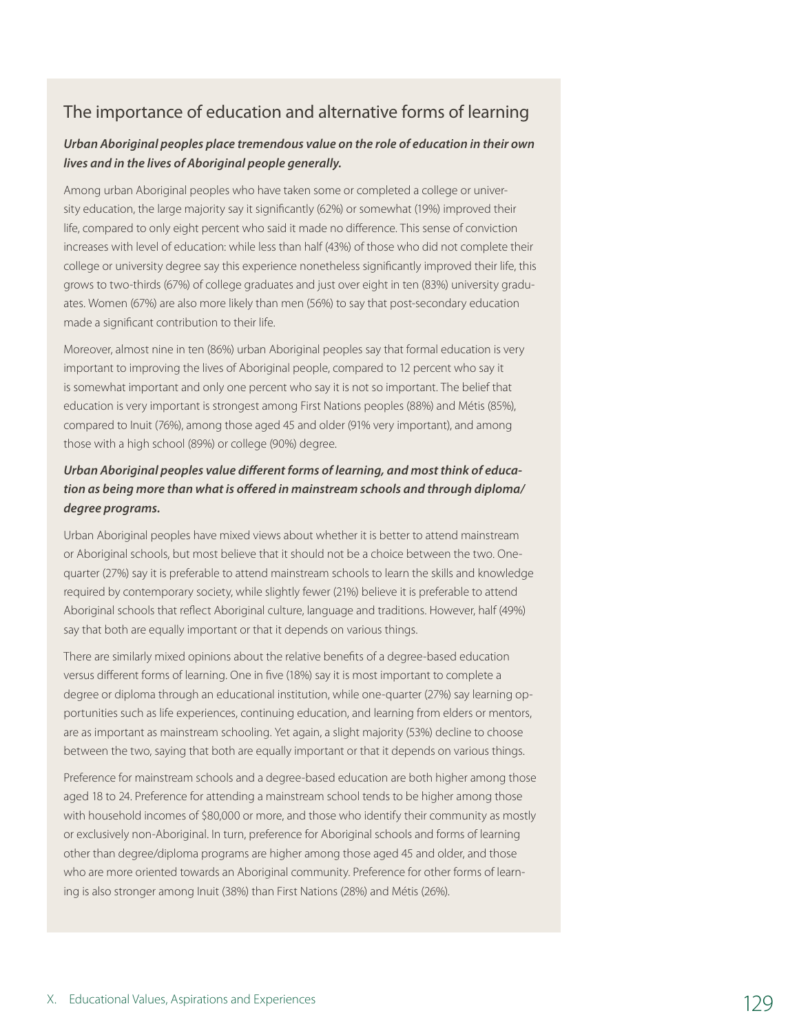## The importance of education and alternative forms of learning

***Urban Aboriginal peoples place tremendous value on the role of education in their own lives and in the lives of Aboriginal people generally.***

Among urban Aboriginal peoples who have taken some or completed a college or university education, the large majority say it significantly (62%) or somewhat (19%) improved their life, compared to only eight percent who said it made no difference. This sense of conviction increases with level of education: while less than half (43%) of those who did not complete their college or university degree say this experience nonetheless significantly improved their life, this grows to two-thirds (67%) of college graduates and just over eight in ten (83%) university graduates. Women (67%) are also more likely than men (56%) to say that post-secondary education made a significant contribution to their life.

Moreover, almost nine in ten (86%) urban Aboriginal peoples say that formal education is very important to improving the lives of Aboriginal people, compared to 12 percent who say it is somewhat important and only one percent who say it is not so important. The belief that education is very important is strongest among First Nations peoples (88%) and Métis (85%), compared to Inuit (76%), among those aged 45 and older (91% very important), and among those with a high school (89%) or college (90%) degree.

***Urban Aboriginal peoples value different forms of learning, and most think of education as being more than what is offered in mainstream schools and through diploma/degree programs.***

Urban Aboriginal peoples have mixed views about whether it is better to attend mainstream or Aboriginal schools, but most believe that it should not be a choice between the two. One-quarter (27%) say it is preferable to attend mainstream schools to learn the skills and knowledge required by contemporary society, while slightly fewer (21%) believe it is preferable to attend Aboriginal schools that reflect Aboriginal culture, language and traditions. However, half (49%) say that both are equally important or that it depends on various things.

There are similarly mixed opinions about the relative benefits of a degree-based education versus different forms of learning. One in five (18%) say it is most important to complete a degree or diploma through an educational institution, while one-quarter (27%) say learning opportunities such as life experiences, continuing education, and learning from elders or mentors, are as important as mainstream schooling. Yet again, a slight majority (53%) decline to choose between the two, saying that both are equally important or that it depends on various things.

Preference for mainstream schools and a degree-based education are both higher among those aged 18 to 24. Preference for attending a mainstream school tends to be higher among those with household incomes of $80,000 or more, and those who identify their community as mostly or exclusively non-Aboriginal. In turn, preference for Aboriginal schools and forms of learning other than degree/diploma programs are higher among those aged 45 and older, and those who are more oriented towards an Aboriginal community. Preference for other forms of learning is also stronger among Inuit (38%) than First Nations (28%) and Métis (26%).